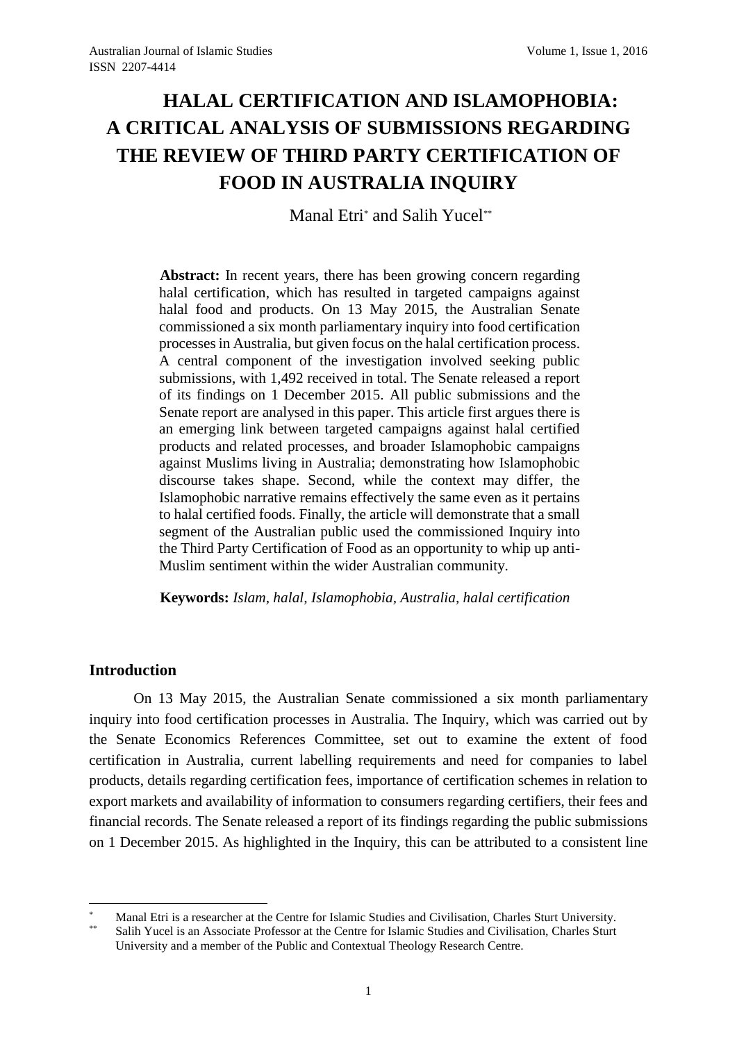# HALAL CERTIFICATION AND ISLAMOPHOBIA: A CRITICAL ANALYSIS OF SUBMISSIONS REGARDING THE REVIEW OF THIRD PARTY CERTIFICATION OF FOOD IN AUSTRALIA INQUIRY

Manal Etri[*] and Salih Yucel[**]

**Abstract:** In recent years, there has been growing concern regarding halal certification, which has resulted in targeted campaigns against halal food and products. On 13 May 2015, the Australian Senate commissioned a six month parliamentary inquiry into food certification processes in Australia, but given focus on the halal certification process. A central component of the investigation involved seeking public submissions, with 1,492 received in total. The Senate released a report of its findings on 1 December 2015. All public submissions and the Senate report are analysed in this paper. This article first argues there is an emerging link between targeted campaigns against halal certified products and related processes, and broader Islamophobic campaigns against Muslims living in Australia; demonstrating how Islamophobic discourse takes shape. Second, while the context may differ, the Islamophobic narrative remains effectively the same even as it pertains to halal certified foods. Finally, the article will demonstrate that a small segment of the Australian public used the commissioned Inquiry into the Third Party Certification of Food as an opportunity to whip up anti-Muslim sentiment within the wider Australian community.

**Keywords:** *Islam, halal, Islamophobia, Australia, halal certification*

## Introduction

On 13 May 2015, the Australian Senate commissioned a six month parliamentary inquiry into food certification processes in Australia. The Inquiry, which was carried out by the Senate Economics References Committee, set out to examine the extent of food certification in Australia, current labelling requirements and need for companies to label products, details regarding certification fees, importance of certification schemes in relation to export markets and availability of information to consumers regarding certifiers, their fees and financial records. The Senate released a report of its findings regarding the public submissions on 1 December 2015. As highlighted in the Inquiry, this can be attributed to a consistent line

---

[*] Manal Etri is a researcher at the Centre for Islamic Studies and Civilisation, Charles Sturt University.

[**] Salih Yucel is an Associate Professor at the Centre for Islamic Studies and Civilisation, Charles Sturt University and a member of the Public and Contextual Theology Research Centre.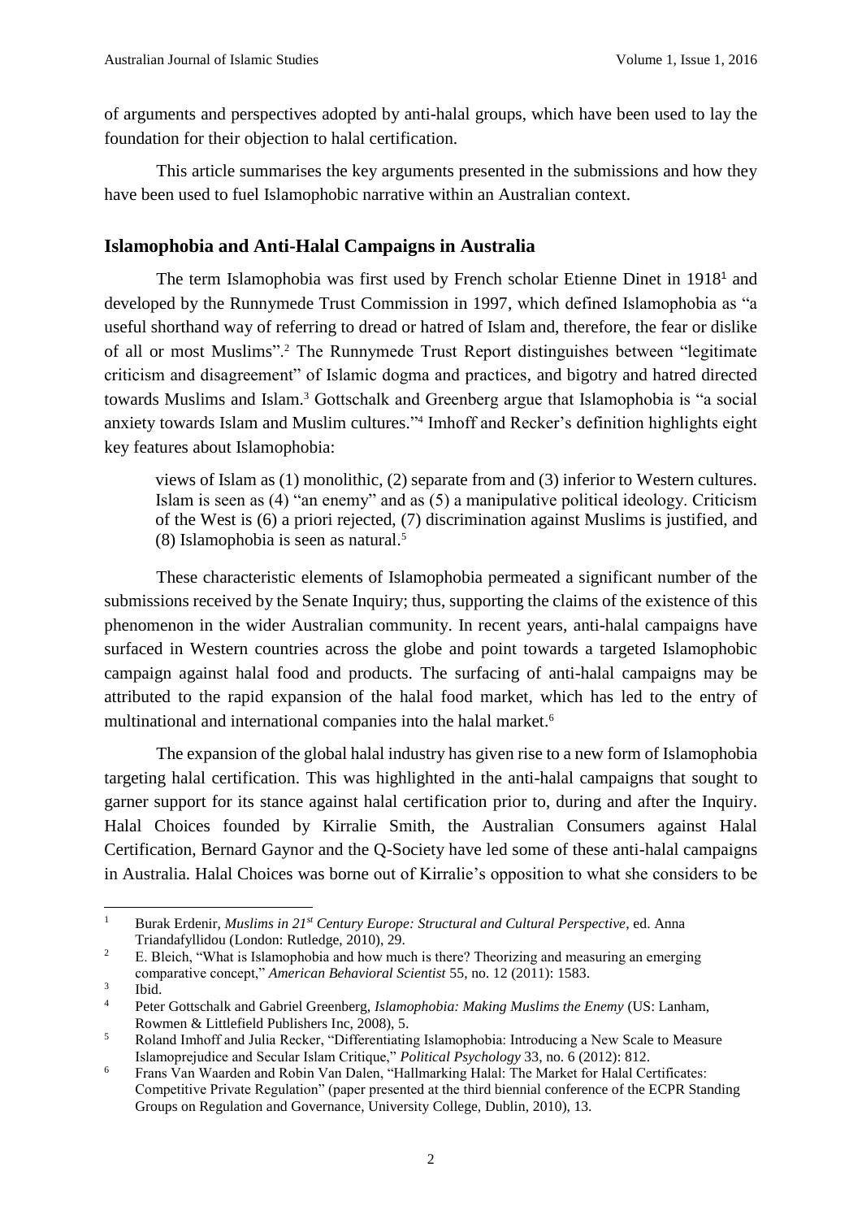of arguments and perspectives adopted by anti-halal groups, which have been used to lay the foundation for their objection to halal certification.

This article summarises the key arguments presented in the submissions and how they have been used to fuel Islamophobic narrative within an Australian context.

## Islamophobia and Anti-Halal Campaigns in Australia

The term Islamophobia was first used by French scholar Etienne Dinet in 1918[1] and developed by the Runnymede Trust Commission in 1997, which defined Islamophobia as "a useful shorthand way of referring to dread or hatred of Islam and, therefore, the fear or dislike of all or most Muslims".[2] The Runnymede Trust Report distinguishes between "legitimate criticism and disagreement" of Islamic dogma and practices, and bigotry and hatred directed towards Muslims and Islam.[3] Gottschalk and Greenberg argue that Islamophobia is "a social anxiety towards Islam and Muslim cultures."[4] Imhoff and Recker's definition highlights eight key features about Islamophobia:

> views of Islam as (1) monolithic, (2) separate from and (3) inferior to Western cultures. Islam is seen as (4) "an enemy" and as (5) a manipulative political ideology. Criticism of the West is (6) a priori rejected, (7) discrimination against Muslims is justified, and (8) Islamophobia is seen as natural.[5]

These characteristic elements of Islamophobia permeated a significant number of the submissions received by the Senate Inquiry; thus, supporting the claims of the existence of this phenomenon in the wider Australian community. In recent years, anti-halal campaigns have surfaced in Western countries across the globe and point towards a targeted Islamophobic campaign against halal food and products. The surfacing of anti-halal campaigns may be attributed to the rapid expansion of the halal food market, which has led to the entry of multinational and international companies into the halal market.[6]

The expansion of the global halal industry has given rise to a new form of Islamophobia targeting halal certification. This was highlighted in the anti-halal campaigns that sought to garner support for its stance against halal certification prior to, during and after the Inquiry. Halal Choices founded by Kirralie Smith, the Australian Consumers against Halal Certification, Bernard Gaynor and the Q-Society have led some of these anti-halal campaigns in Australia. Halal Choices was borne out of Kirralie's opposition to what she considers to be

---

1 Burak Erdenir, *Muslims in 21st Century Europe: Structural and Cultural Perspective*, ed. Anna Triandafyllidou (London: Rutledge, 2010), 29.

2 E. Bleich, "What is Islamophobia and how much is there? Theorizing and measuring an emerging comparative concept," *American Behavioral Scientist* 55, no. 12 (2011): 1583.

3 Ibid.

4 Peter Gottschalk and Gabriel Greenberg, *Islamophobia: Making Muslims the Enemy* (US: Lanham, Rowmen & Littlefield Publishers Inc, 2008), 5.

5 Roland Imhoff and Julia Recker, "Differentiating Islamophobia: Introducing a New Scale to Measure Islamoprejudice and Secular Islam Critique," *Political Psychology* 33, no. 6 (2012): 812.

6 Frans Van Waarden and Robin Van Dalen, "Hallmarking Halal: The Market for Halal Certificates: Competitive Private Regulation" (paper presented at the third biennial conference of the ECPR Standing Groups on Regulation and Governance, University College, Dublin, 2010), 13.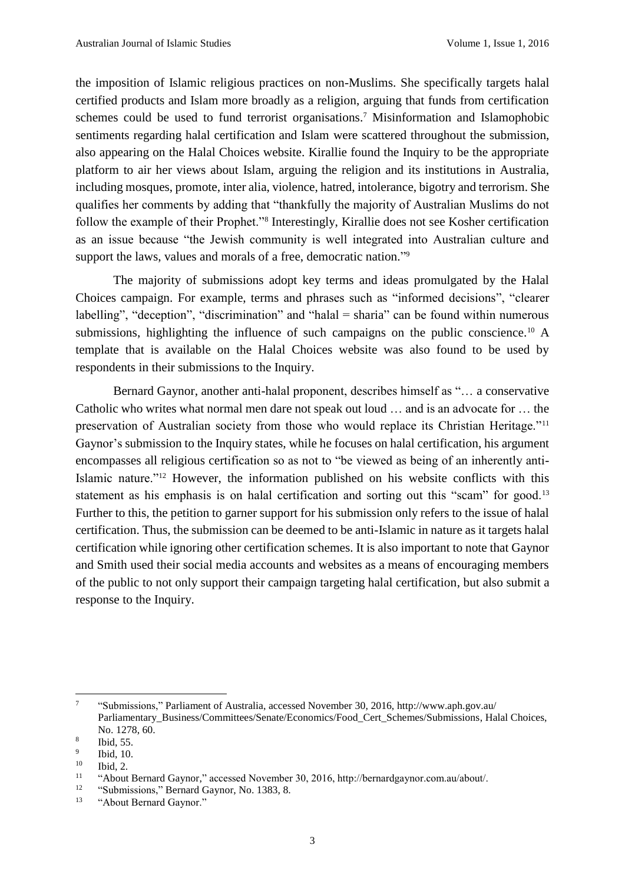the imposition of Islamic religious practices on non-Muslims. She specifically targets halal certified products and Islam more broadly as a religion, arguing that funds from certification schemes could be used to fund terrorist organisations.[7] Misinformation and Islamophobic sentiments regarding halal certification and Islam were scattered throughout the submission, also appearing on the Halal Choices website. Kirallie found the Inquiry to be the appropriate platform to air her views about Islam, arguing the religion and its institutions in Australia, including mosques, promote, inter alia, violence, hatred, intolerance, bigotry and terrorism. She qualifies her comments by adding that "thankfully the majority of Australian Muslims do not follow the example of their Prophet."[8] Interestingly, Kirallie does not see Kosher certification as an issue because "the Jewish community is well integrated into Australian culture and support the laws, values and morals of a free, democratic nation."[9]

The majority of submissions adopt key terms and ideas promulgated by the Halal Choices campaign. For example, terms and phrases such as "informed decisions", "clearer labelling", "deception", "discrimination" and "halal = sharia" can be found within numerous submissions, highlighting the influence of such campaigns on the public conscience.[10] A template that is available on the Halal Choices website was also found to be used by respondents in their submissions to the Inquiry.

Bernard Gaynor, another anti-halal proponent, describes himself as "… a conservative Catholic who writes what normal men dare not speak out loud … and is an advocate for … the preservation of Australian society from those who would replace its Christian Heritage."[11] Gaynor's submission to the Inquiry states, while he focuses on halal certification, his argument encompasses all religious certification so as not to "be viewed as being of an inherently anti-Islamic nature."[12] However, the information published on his website conflicts with this statement as his emphasis is on halal certification and sorting out this "scam" for good.[13] Further to this, the petition to garner support for his submission only refers to the issue of halal certification. Thus, the submission can be deemed to be anti-Islamic in nature as it targets halal certification while ignoring other certification schemes. It is also important to note that Gaynor and Smith used their social media accounts and websites as a means of encouraging members of the public to not only support their campaign targeting halal certification, but also submit a response to the Inquiry.

---

[7] "Submissions," Parliament of Australia, accessed November 30, 2016, http://www.aph.gov.au/Parliamentary_Business/Committees/Senate/Economics/Food_Cert_Schemes/Submissions, Halal Choices, No. 1278, 60.

[8] Ibid, 55.

[9] Ibid, 10.

[10] Ibid, 2.

[11] "About Bernard Gaynor," accessed November 30, 2016, http://bernardgaynor.com.au/about/.

[12] "Submissions," Bernard Gaynor, No. 1383, 8.

[13] "About Bernard Gaynor."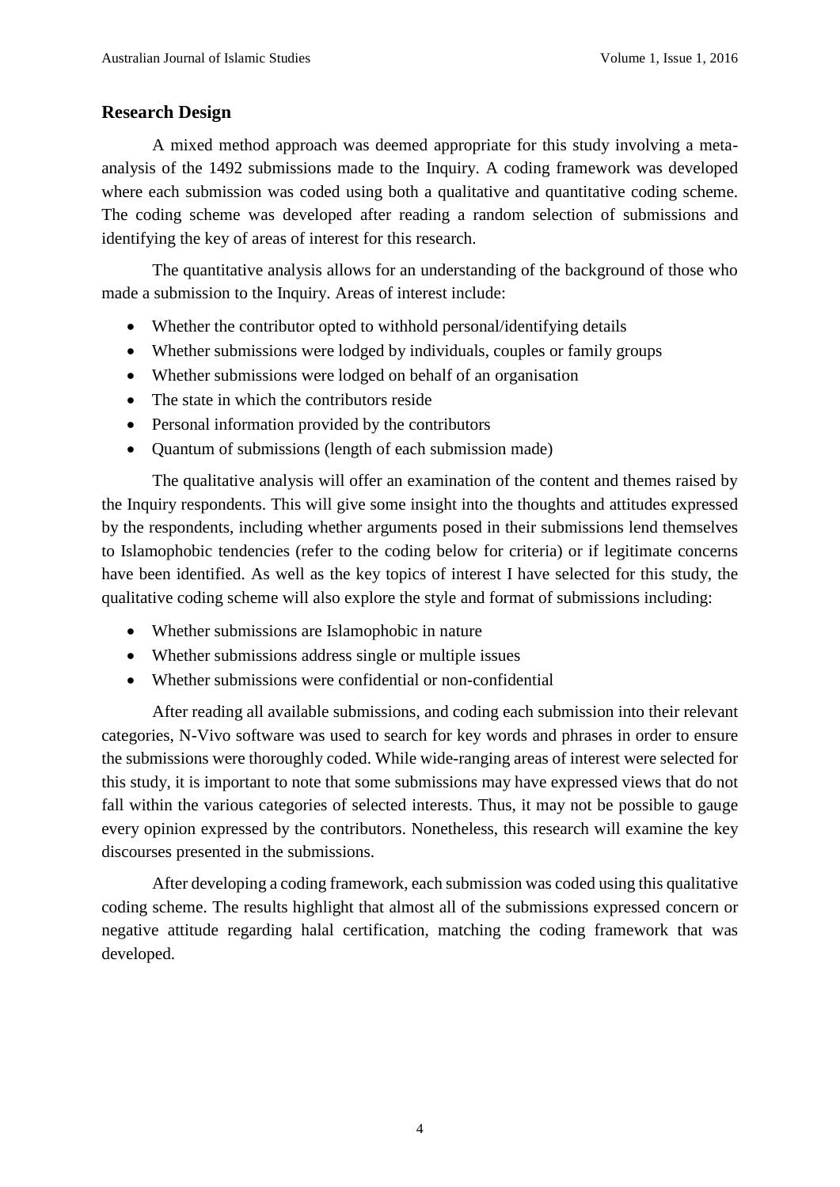## Research Design

A mixed method approach was deemed appropriate for this study involving a meta-analysis of the 1492 submissions made to the Inquiry. A coding framework was developed where each submission was coded using both a qualitative and quantitative coding scheme. The coding scheme was developed after reading a random selection of submissions and identifying the key of areas of interest for this research.

The quantitative analysis allows for an understanding of the background of those who made a submission to the Inquiry. Areas of interest include:

- Whether the contributor opted to withhold personal/identifying details
- Whether submissions were lodged by individuals, couples or family groups
- Whether submissions were lodged on behalf of an organisation
- The state in which the contributors reside
- Personal information provided by the contributors
- Quantum of submissions (length of each submission made)

The qualitative analysis will offer an examination of the content and themes raised by the Inquiry respondents. This will give some insight into the thoughts and attitudes expressed by the respondents, including whether arguments posed in their submissions lend themselves to Islamophobic tendencies (refer to the coding below for criteria) or if legitimate concerns have been identified. As well as the key topics of interest I have selected for this study, the qualitative coding scheme will also explore the style and format of submissions including:

- Whether submissions are Islamophobic in nature
- Whether submissions address single or multiple issues
- Whether submissions were confidential or non-confidential

After reading all available submissions, and coding each submission into their relevant categories, N-Vivo software was used to search for key words and phrases in order to ensure the submissions were thoroughly coded. While wide-ranging areas of interest were selected for this study, it is important to note that some submissions may have expressed views that do not fall within the various categories of selected interests. Thus, it may not be possible to gauge every opinion expressed by the contributors. Nonetheless, this research will examine the key discourses presented in the submissions.

After developing a coding framework, each submission was coded using this qualitative coding scheme. The results highlight that almost all of the submissions expressed concern or negative attitude regarding halal certification, matching the coding framework that was developed.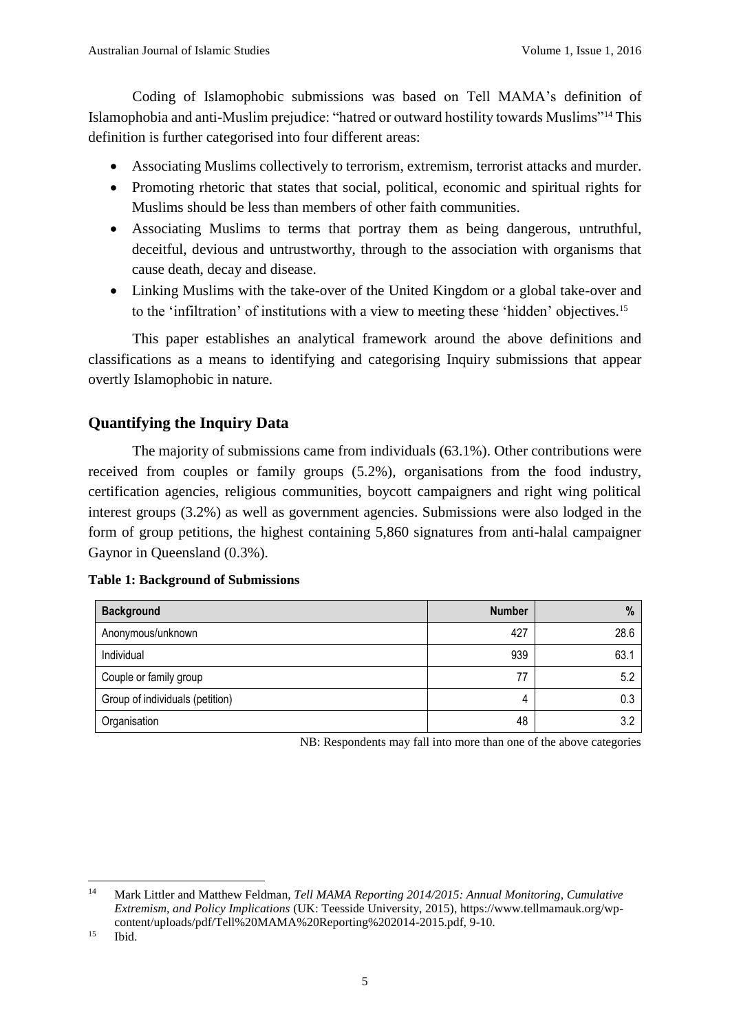Coding of Islamophobic submissions was based on Tell MAMA's definition of Islamophobia and anti-Muslim prejudice: "hatred or outward hostility towards Muslims"[14] This definition is further categorised into four different areas:

- Associating Muslims collectively to terrorism, extremism, terrorist attacks and murder.
- Promoting rhetoric that states that social, political, economic and spiritual rights for Muslims should be less than members of other faith communities.
- Associating Muslims to terms that portray them as being dangerous, untruthful, deceitful, devious and untrustworthy, through to the association with organisms that cause death, decay and disease.
- Linking Muslims with the take-over of the United Kingdom or a global take-over and to the 'infiltration' of institutions with a view to meeting these 'hidden' objectives.[15]

This paper establishes an analytical framework around the above definitions and classifications as a means to identifying and categorising Inquiry submissions that appear overtly Islamophobic in nature.

## Quantifying the Inquiry Data

The majority of submissions came from individuals (63.1%). Other contributions were received from couples or family groups (5.2%), organisations from the food industry, certification agencies, religious communities, boycott campaigners and right wing political interest groups (3.2%) as well as government agencies. Submissions were also lodged in the form of group petitions, the highest containing 5,860 signatures from anti-halal campaigner Gaynor in Queensland (0.3%).

**Table 1: Background of Submissions**

| Background | Number | % |
|---|---|---|
| Anonymous/unknown | 427 | 28.6 |
| Individual | 939 | 63.1 |
| Couple or family group | 77 | 5.2 |
| Group of individuals (petition) | 4 | 0.3 |
| Organisation | 48 | 3.2 |

NB: Respondents may fall into more than one of the above categories

[14] Mark Littler and Matthew Feldman, *Tell MAMA Reporting 2014/2015: Annual Monitoring, Cumulative Extremism, and Policy Implications* (UK: Teesside University, 2015), https://www.tellmamauk.org/wp-content/uploads/pdf/Tell%20MAMA%20Reporting%202014-2015.pdf, 9-10.

[15] Ibid.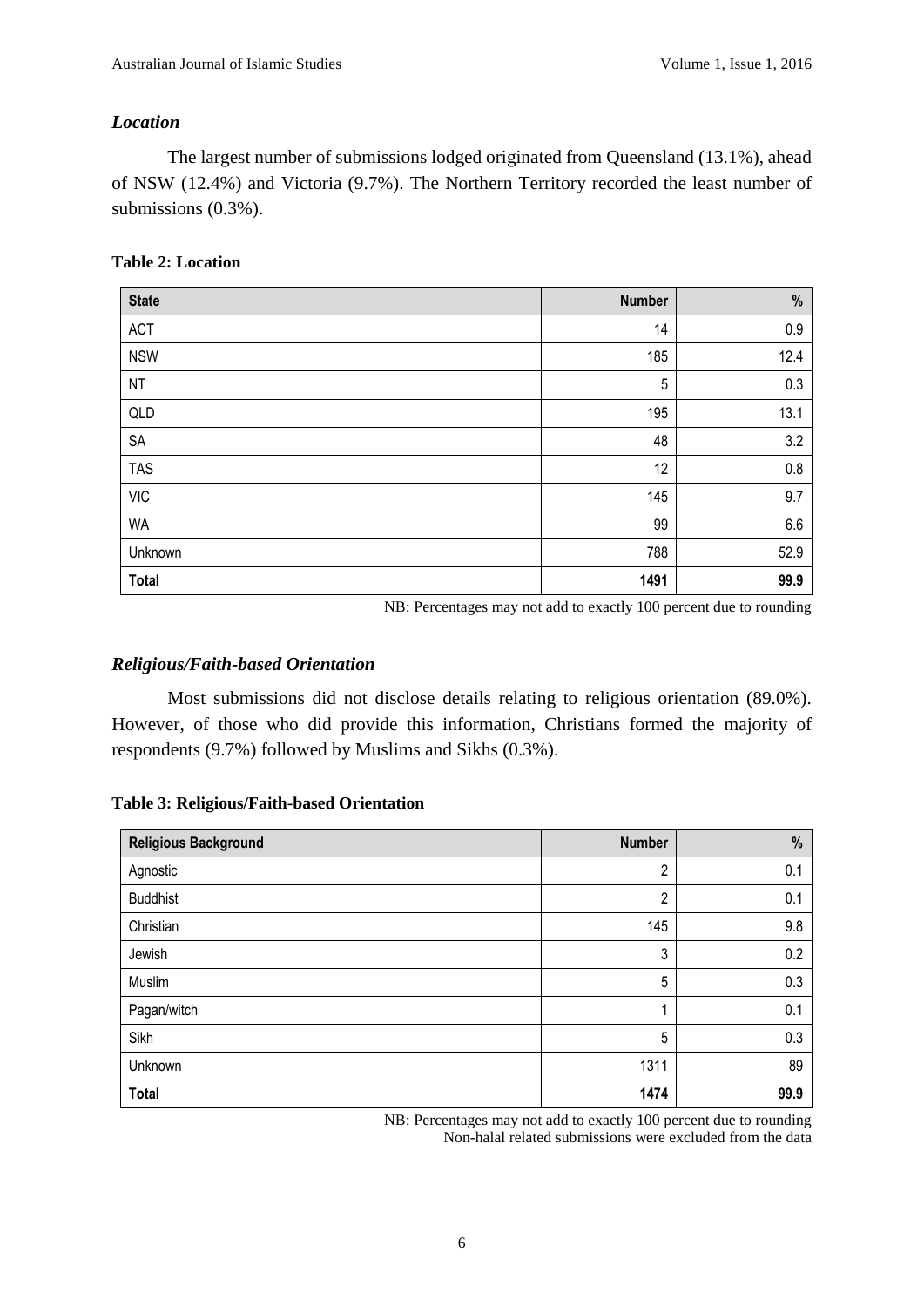### *Location*

The largest number of submissions lodged originated from Queensland (13.1%), ahead of NSW (12.4%) and Victoria (9.7%). The Northern Territory recorded the least number of submissions (0.3%).

**Table 2: Location**

| State | Number | % |
|---|---:|---:|
| ACT | 14 | 0.9 |
| NSW | 185 | 12.4 |
| NT | 5 | 0.3 |
| QLD | 195 | 13.1 |
| SA | 48 | 3.2 |
| TAS | 12 | 0.8 |
| VIC | 145 | 9.7 |
| WA | 99 | 6.6 |
| Unknown | 788 | 52.9 |
| **Total** | **1491** | **99.9** |

NB: Percentages may not add to exactly 100 percent due to rounding

### *Religious/Faith-based Orientation*

Most submissions did not disclose details relating to religious orientation (89.0%). However, of those who did provide this information, Christians formed the majority of respondents (9.7%) followed by Muslims and Sikhs (0.3%).

**Table 3: Religious/Faith-based Orientation**

| Religious Background | Number | % |
|---|---:|---:|
| Agnostic | 2 | 0.1 |
| Buddhist | 2 | 0.1 |
| Christian | 145 | 9.8 |
| Jewish | 3 | 0.2 |
| Muslim | 5 | 0.3 |
| Pagan/witch | 1 | 0.1 |
| Sikh | 5 | 0.3 |
| Unknown | 1311 | 89 |
| **Total** | **1474** | **99.9** |

NB: Percentages may not add to exactly 100 percent due to rounding
Non-halal related submissions were excluded from the data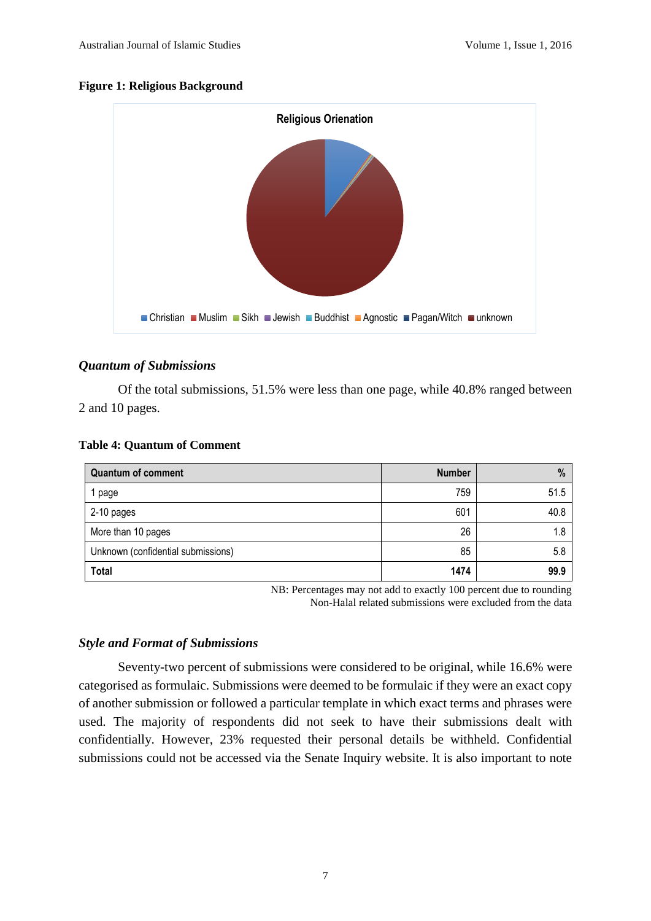**Figure 1: Religious Background**

### *Quantum of Submissions*

Of the total submissions, 51.5% were less than one page, while 40.8% ranged between 2 and 10 pages.

**Table 4: Quantum of Comment**

| Quantum of comment | Number | % |
|---|---|---|
| 1 page | 759 | 51.5 |
| 2-10 pages | 601 | 40.8 |
| More than 10 pages | 26 | 1.8 |
| Unknown (confidential submissions) | 85 | 5.8 |
| **Total** | **1474** | **99.9** |

NB: Percentages may not add to exactly 100 percent due to rounding
Non-Halal related submissions were excluded from the data

### *Style and Format of Submissions*

Seventy-two percent of submissions were considered to be original, while 16.6% were categorised as formulaic. Submissions were deemed to be formulaic if they were an exact copy of another submission or followed a particular template in which exact terms and phrases were used. The majority of respondents did not seek to have their submissions dealt with confidentially. However, 23% requested their personal details be withheld. Confidential submissions could not be accessed via the Senate Inquiry website. It is also important to note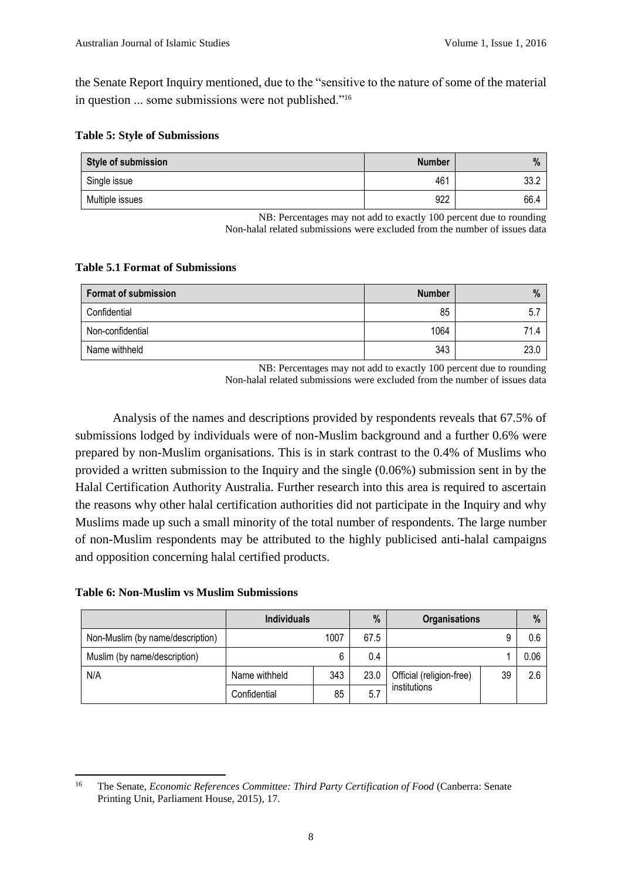the Senate Report Inquiry mentioned, due to the "sensitive to the nature of some of the material in question ... some submissions were not published."[16]

**Table 5: Style of Submissions**

| Style of submission | Number | % |
|---|---|---|
| Single issue | 461 | 33.2 |
| Multiple issues | 922 | 66.4 |

NB: Percentages may not add to exactly 100 percent due to rounding
Non-halal related submissions were excluded from the number of issues data

**Table 5.1 Format of Submissions**

| Format of submission | Number | % |
|---|---|---|
| Confidential | 85 | 5.7 |
| Non-confidential | 1064 | 71.4 |
| Name withheld | 343 | 23.0 |

NB: Percentages may not add to exactly 100 percent due to rounding
Non-halal related submissions were excluded from the number of issues data

Analysis of the names and descriptions provided by respondents reveals that 67.5% of submissions lodged by individuals were of non-Muslim background and a further 0.6% were prepared by non-Muslim organisations. This is in stark contrast to the 0.4% of Muslims who provided a written submission to the Inquiry and the single (0.06%) submission sent in by the Halal Certification Authority Australia. Further research into this area is required to ascertain the reasons why other halal certification authorities did not participate in the Inquiry and why Muslims made up such a small minority of the total number of respondents. The large number of non-Muslim respondents may be attributed to the highly publicised anti-halal campaigns and opposition concerning halal certified products.

**Table 6: Non-Muslim vs Muslim Submissions**

| | Individuals | | % | Organisations | | % |
|---|---|---|---|---|---|---|
| Non-Muslim (by name/description) | | 1007 | 67.5 | | 9 | 0.6 |
| Muslim (by name/description) | | 6 | 0.4 | | 1 | 0.06 |
| N/A | Name withheld | 343 | 23.0 | Official (religion-free) institutions | 39 | 2.6 |
| | Confidential | 85 | 5.7 | | | |

[16] The Senate, *Economic References Committee: Third Party Certification of Food* (Canberra: Senate Printing Unit, Parliament House, 2015), 17.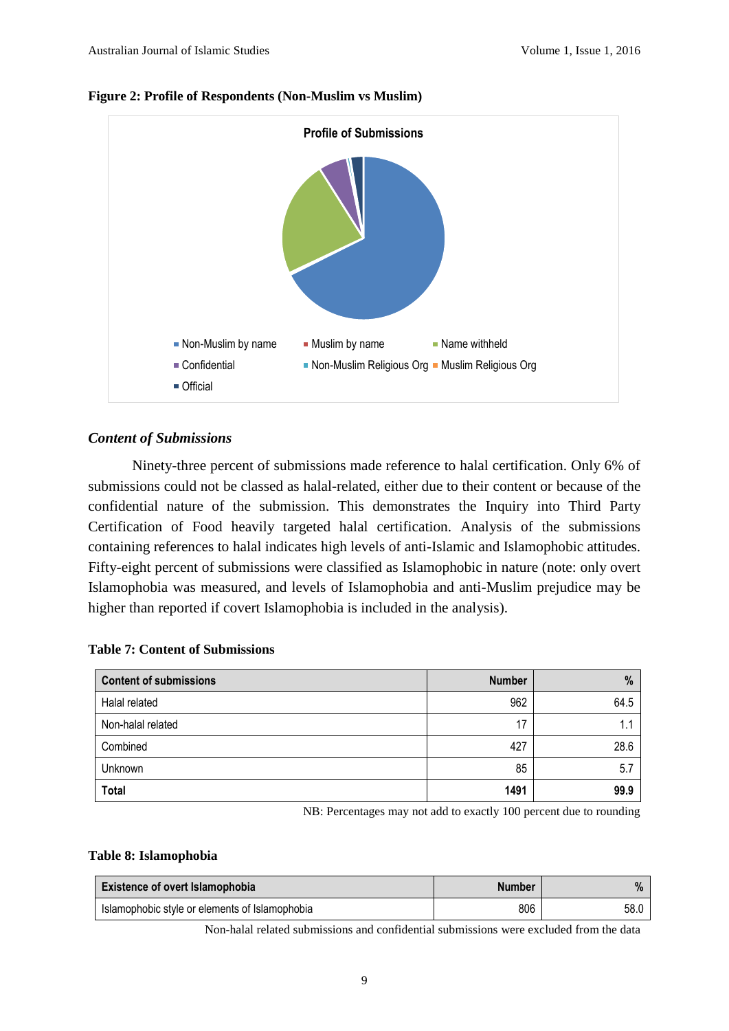**Figure 2: Profile of Respondents (Non-Muslim vs Muslim)**

### *Content of Submissions*

Ninety-three percent of submissions made reference to halal certification. Only 6% of submissions could not be classed as halal-related, either due to their content or because of the confidential nature of the submission. This demonstrates the Inquiry into Third Party Certification of Food heavily targeted halal certification. Analysis of the submissions containing references to halal indicates high levels of anti-Islamic and Islamophobic attitudes. Fifty-eight percent of submissions were classified as Islamophobic in nature (note: only overt Islamophobia was measured, and levels of Islamophobia and anti-Muslim prejudice may be higher than reported if covert Islamophobia is included in the analysis).

**Table 7: Content of Submissions**

| Content of submissions | Number | % |
|---|---|---|
| Halal related | 962 | 64.5 |
| Non-halal related | 17 | 1.1 |
| Combined | 427 | 28.6 |
| Unknown | 85 | 5.7 |
| **Total** | **1491** | **99.9** |

NB: Percentages may not add to exactly 100 percent due to rounding

**Table 8: Islamophobia**

| Existence of overt Islamophobia | Number | % |
|---|---|---|
| Islamophobic style or elements of Islamophobia | 806 | 58.0 |

Non-halal related submissions and confidential submissions were excluded from the data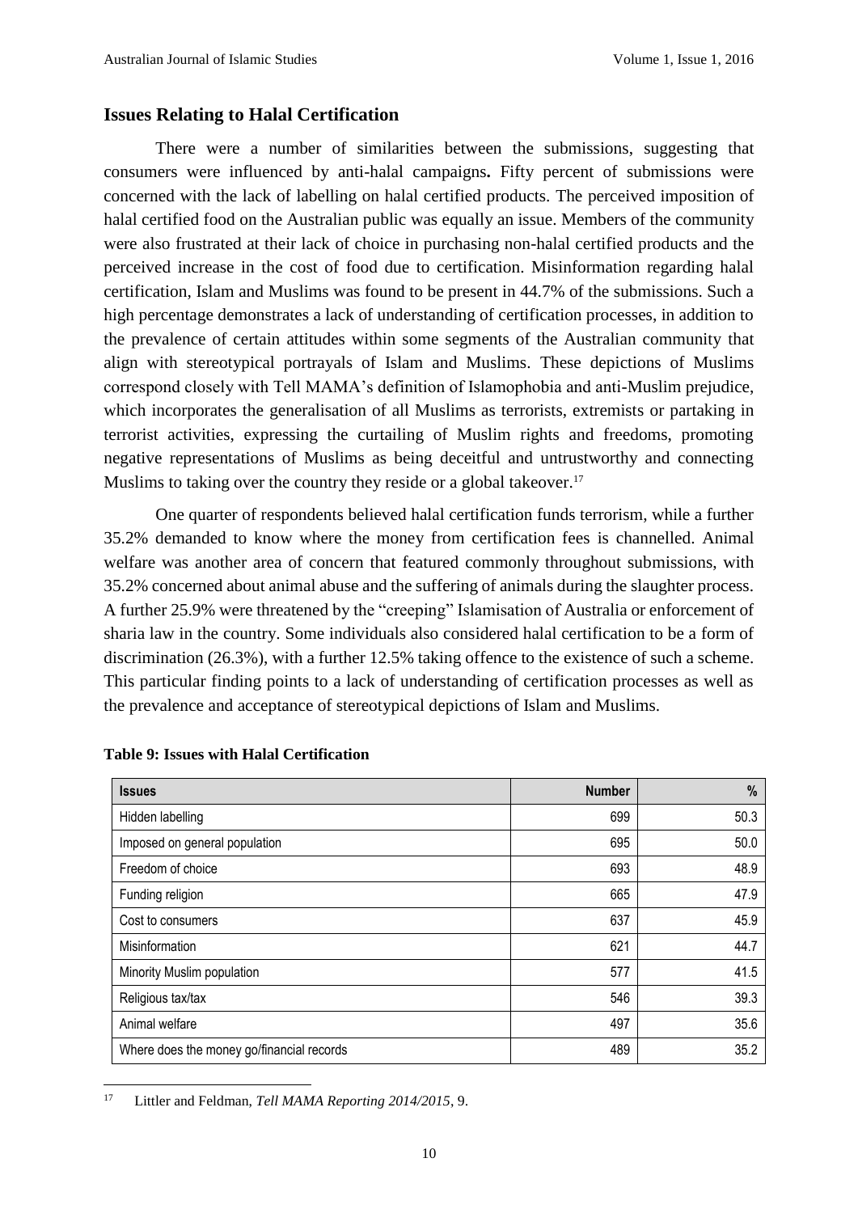## Issues Relating to Halal Certification

There were a number of similarities between the submissions, suggesting that consumers were influenced by anti-halal campaigns**.** Fifty percent of submissions were concerned with the lack of labelling on halal certified products. The perceived imposition of halal certified food on the Australian public was equally an issue. Members of the community were also frustrated at their lack of choice in purchasing non-halal certified products and the perceived increase in the cost of food due to certification. Misinformation regarding halal certification, Islam and Muslims was found to be present in 44.7% of the submissions. Such a high percentage demonstrates a lack of understanding of certification processes, in addition to the prevalence of certain attitudes within some segments of the Australian community that align with stereotypical portrayals of Islam and Muslims. These depictions of Muslims correspond closely with Tell MAMA's definition of Islamophobia and anti-Muslim prejudice, which incorporates the generalisation of all Muslims as terrorists, extremists or partaking in terrorist activities, expressing the curtailing of Muslim rights and freedoms, promoting negative representations of Muslims as being deceitful and untrustworthy and connecting Muslims to taking over the country they reside or a global takeover.[17]

One quarter of respondents believed halal certification funds terrorism, while a further 35.2% demanded to know where the money from certification fees is channelled. Animal welfare was another area of concern that featured commonly throughout submissions, with 35.2% concerned about animal abuse and the suffering of animals during the slaughter process. A further 25.9% were threatened by the "creeping" Islamisation of Australia or enforcement of sharia law in the country. Some individuals also considered halal certification to be a form of discrimination (26.3%), with a further 12.5% taking offence to the existence of such a scheme. This particular finding points to a lack of understanding of certification processes as well as the prevalence and acceptance of stereotypical depictions of Islam and Muslims.

**Table 9: Issues with Halal Certification**

| Issues | Number | % |
|---|---|---|
| Hidden labelling | 699 | 50.3 |
| Imposed on general population | 695 | 50.0 |
| Freedom of choice | 693 | 48.9 |
| Funding religion | 665 | 47.9 |
| Cost to consumers | 637 | 45.9 |
| Misinformation | 621 | 44.7 |
| Minority Muslim population | 577 | 41.5 |
| Religious tax/tax | 546 | 39.3 |
| Animal welfare | 497 | 35.6 |
| Where does the money go/financial records | 489 | 35.2 |

[17] Littler and Feldman, *Tell MAMA Reporting 2014/2015*, 9.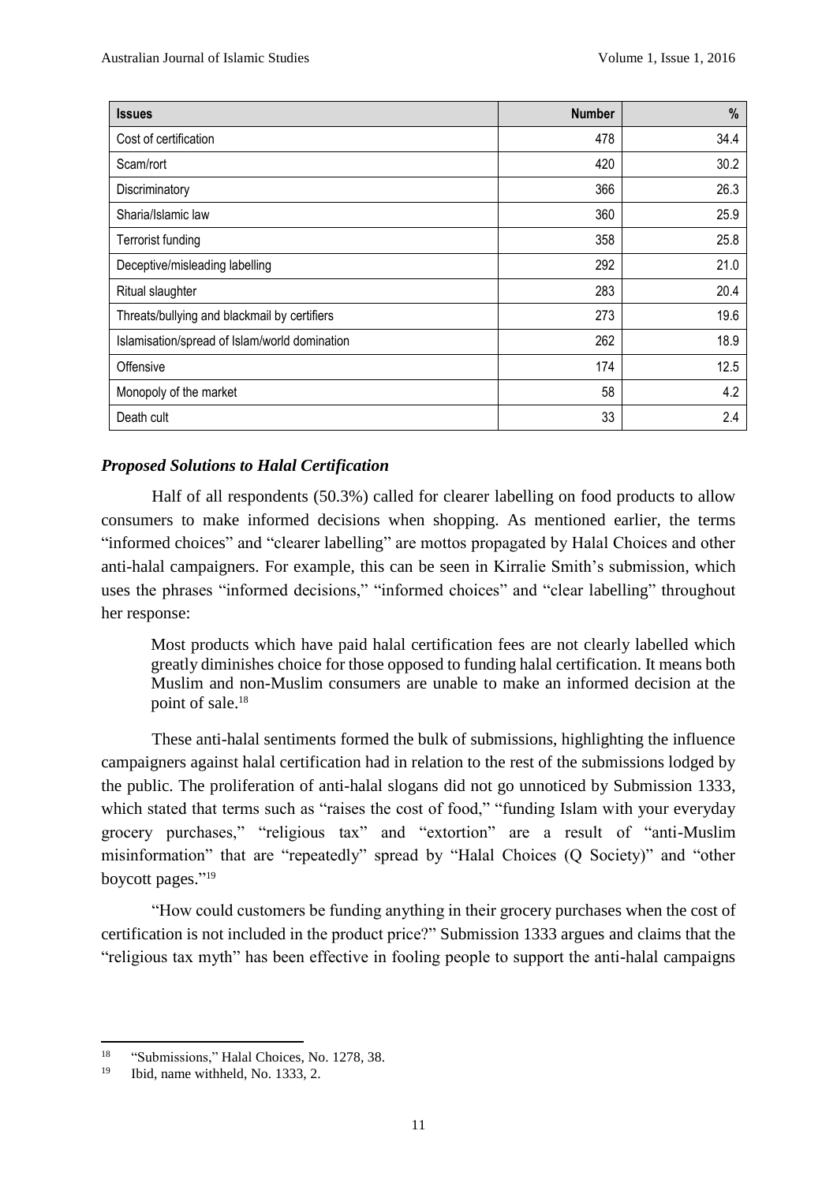| **Issues** | **Number** | **%** |
|---|---|---|
| Cost of certification | 478 | 34.4 |
| Scam/rort | 420 | 30.2 |
| Discriminatory | 366 | 26.3 |
| Sharia/Islamic law | 360 | 25.9 |
| Terrorist funding | 358 | 25.8 |
| Deceptive/misleading labelling | 292 | 21.0 |
| Ritual slaughter | 283 | 20.4 |
| Threats/bullying and blackmail by certifiers | 273 | 19.6 |
| Islamisation/spread of Islam/world domination | 262 | 18.9 |
| Offensive | 174 | 12.5 |
| Monopoly of the market | 58 | 4.2 |
| Death cult | 33 | 2.4 |

### *Proposed Solutions to Halal Certification*

Half of all respondents (50.3%) called for clearer labelling on food products to allow consumers to make informed decisions when shopping. As mentioned earlier, the terms "informed choices" and "clearer labelling" are mottos propagated by Halal Choices and other anti-halal campaigners. For example, this can be seen in Kirralie Smith's submission, which uses the phrases "informed decisions," "informed choices" and "clear labelling" throughout her response:

> Most products which have paid halal certification fees are not clearly labelled which greatly diminishes choice for those opposed to funding halal certification. It means both Muslim and non-Muslim consumers are unable to make an informed decision at the point of sale.[18]

These anti-halal sentiments formed the bulk of submissions, highlighting the influence campaigners against halal certification had in relation to the rest of the submissions lodged by the public. The proliferation of anti-halal slogans did not go unnoticed by Submission 1333, which stated that terms such as "raises the cost of food," "funding Islam with your everyday grocery purchases," "religious tax" and "extortion" are a result of "anti-Muslim misinformation" that are "repeatedly" spread by "Halal Choices (Q Society)" and "other boycott pages."[19]

"How could customers be funding anything in their grocery purchases when the cost of certification is not included in the product price?" Submission 1333 argues and claims that the "religious tax myth" has been effective in fooling people to support the anti-halal campaigns

---

[18] "Submissions," Halal Choices, No. 1278, 38.

[19] Ibid, name withheld, No. 1333, 2.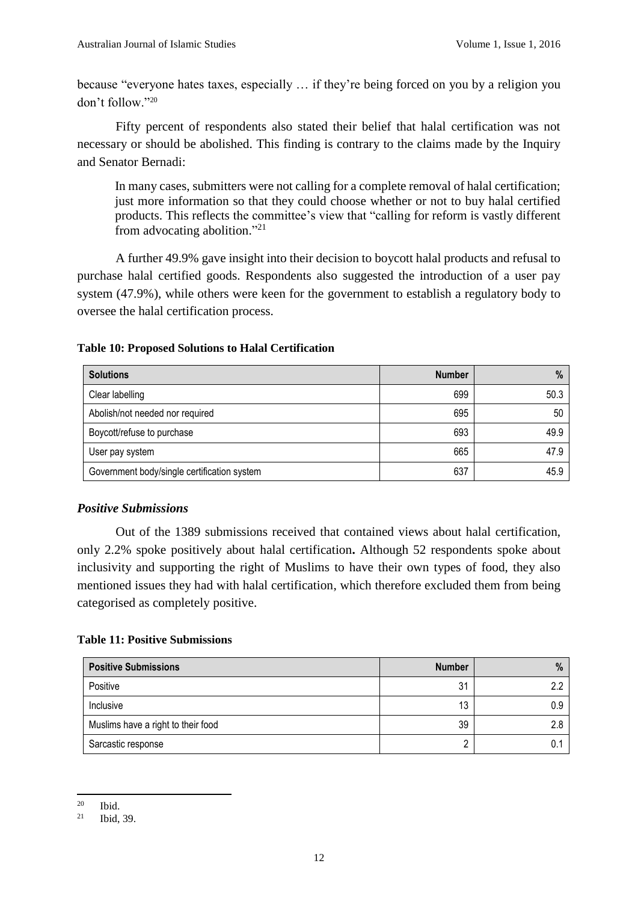because "everyone hates taxes, especially … if they're being forced on you by a religion you don't follow."[20]

Fifty percent of respondents also stated their belief that halal certification was not necessary or should be abolished. This finding is contrary to the claims made by the Inquiry and Senator Bernadi:

> In many cases, submitters were not calling for a complete removal of halal certification; just more information so that they could choose whether or not to buy halal certified products. This reflects the committee's view that "calling for reform is vastly different from advocating abolition."[21]

A further 49.9% gave insight into their decision to boycott halal products and refusal to purchase halal certified goods. Respondents also suggested the introduction of a user pay system (47.9%), while others were keen for the government to establish a regulatory body to oversee the halal certification process.

**Table 10: Proposed Solutions to Halal Certification**

| Solutions | Number | % |
|---|---|---|
| Clear labelling | 699 | 50.3 |
| Abolish/not needed nor required | 695 | 50 |
| Boycott/refuse to purchase | 693 | 49.9 |
| User pay system | 665 | 47.9 |
| Government body/single certification system | 637 | 45.9 |

### *Positive Submissions*

Out of the 1389 submissions received that contained views about halal certification, only 2.2% spoke positively about halal certification**.** Although 52 respondents spoke about inclusivity and supporting the right of Muslims to have their own types of food, they also mentioned issues they had with halal certification, which therefore excluded them from being categorised as completely positive.

**Table 11: Positive Submissions**

| Positive Submissions | Number | % |
|---|---|---|
| Positive | 31 | 2.2 |
| Inclusive | 13 | 0.9 |
| Muslims have a right to their food | 39 | 2.8 |
| Sarcastic response | 2 | 0.1 |

---

[20] Ibid.

[21] Ibid, 39.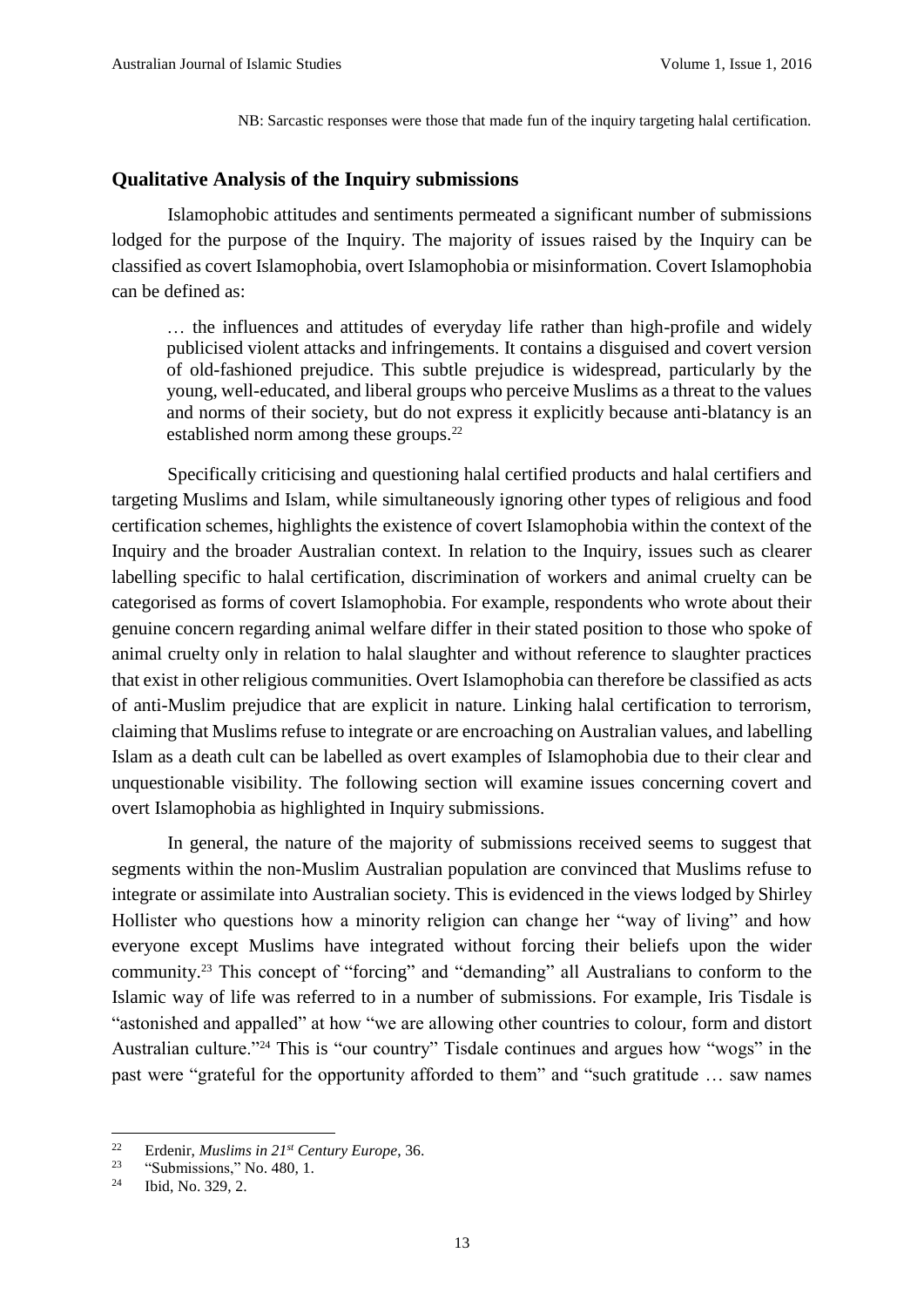NB: Sarcastic responses were those that made fun of the inquiry targeting halal certification.

## Qualitative Analysis of the Inquiry submissions

Islamophobic attitudes and sentiments permeated a significant number of submissions lodged for the purpose of the Inquiry. The majority of issues raised by the Inquiry can be classified as covert Islamophobia, overt Islamophobia or misinformation. Covert Islamophobia can be defined as:

> … the influences and attitudes of everyday life rather than high-profile and widely publicised violent attacks and infringements. It contains a disguised and covert version of old-fashioned prejudice. This subtle prejudice is widespread, particularly by the young, well-educated, and liberal groups who perceive Muslims as a threat to the values and norms of their society, but do not express it explicitly because anti-blatancy is an established norm among these groups.[22]

Specifically criticising and questioning halal certified products and halal certifiers and targeting Muslims and Islam, while simultaneously ignoring other types of religious and food certification schemes, highlights the existence of covert Islamophobia within the context of the Inquiry and the broader Australian context. In relation to the Inquiry, issues such as clearer labelling specific to halal certification, discrimination of workers and animal cruelty can be categorised as forms of covert Islamophobia. For example, respondents who wrote about their genuine concern regarding animal welfare differ in their stated position to those who spoke of animal cruelty only in relation to halal slaughter and without reference to slaughter practices that exist in other religious communities. Overt Islamophobia can therefore be classified as acts of anti-Muslim prejudice that are explicit in nature. Linking halal certification to terrorism, claiming that Muslims refuse to integrate or are encroaching on Australian values, and labelling Islam as a death cult can be labelled as overt examples of Islamophobia due to their clear and unquestionable visibility. The following section will examine issues concerning covert and overt Islamophobia as highlighted in Inquiry submissions.

In general, the nature of the majority of submissions received seems to suggest that segments within the non-Muslim Australian population are convinced that Muslims refuse to integrate or assimilate into Australian society. This is evidenced in the views lodged by Shirley Hollister who questions how a minority religion can change her "way of living" and how everyone except Muslims have integrated without forcing their beliefs upon the wider community.[23] This concept of "forcing" and "demanding" all Australians to conform to the Islamic way of life was referred to in a number of submissions. For example, Iris Tisdale is "astonished and appalled" at how "we are allowing other countries to colour, form and distort Australian culture."[24] This is "our country" Tisdale continues and argues how "wogs" in the past were "grateful for the opportunity afforded to them" and "such gratitude … saw names

---

[22] Erdenir, *Muslims in 21st Century Europe*, 36.

[23] "Submissions," No. 480, 1.

[24] Ibid, No. 329, 2.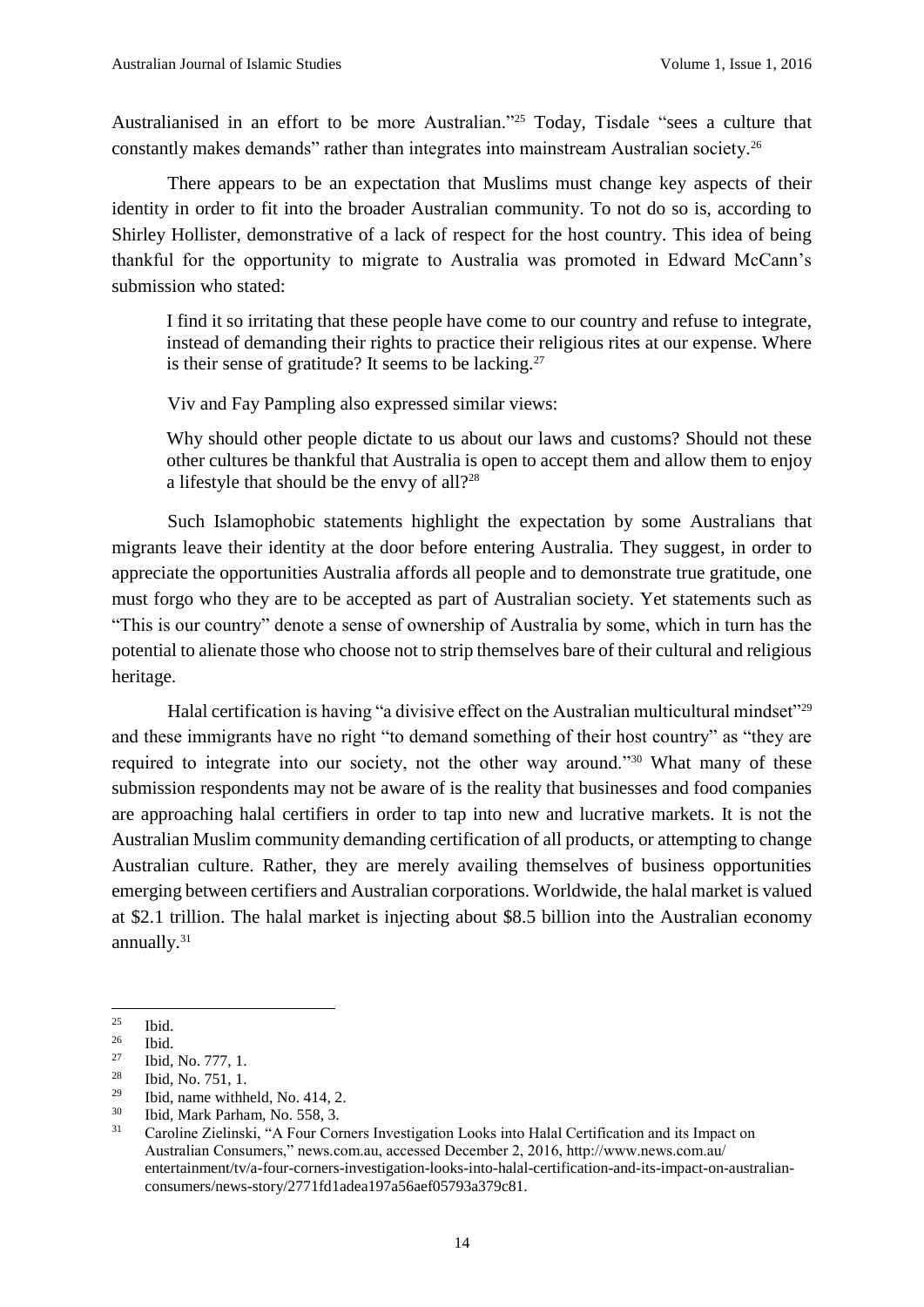Australianised in an effort to be more Australian."[25] Today, Tisdale "sees a culture that constantly makes demands" rather than integrates into mainstream Australian society.[26]

There appears to be an expectation that Muslims must change key aspects of their identity in order to fit into the broader Australian community. To not do so is, according to Shirley Hollister, demonstrative of a lack of respect for the host country. This idea of being thankful for the opportunity to migrate to Australia was promoted in Edward McCann's submission who stated:

> I find it so irritating that these people have come to our country and refuse to integrate, instead of demanding their rights to practice their religious rites at our expense. Where is their sense of gratitude? It seems to be lacking.[27]

Viv and Fay Pampling also expressed similar views:

> Why should other people dictate to us about our laws and customs? Should not these other cultures be thankful that Australia is open to accept them and allow them to enjoy a lifestyle that should be the envy of all?[28]

Such Islamophobic statements highlight the expectation by some Australians that migrants leave their identity at the door before entering Australia. They suggest, in order to appreciate the opportunities Australia affords all people and to demonstrate true gratitude, one must forgo who they are to be accepted as part of Australian society. Yet statements such as "This is our country" denote a sense of ownership of Australia by some, which in turn has the potential to alienate those who choose not to strip themselves bare of their cultural and religious heritage.

Halal certification is having "a divisive effect on the Australian multicultural mindset"[29] and these immigrants have no right "to demand something of their host country" as "they are required to integrate into our society, not the other way around."[30] What many of these submission respondents may not be aware of is the reality that businesses and food companies are approaching halal certifiers in order to tap into new and lucrative markets. It is not the Australian Muslim community demanding certification of all products, or attempting to change Australian culture. Rather, they are merely availing themselves of business opportunities emerging between certifiers and Australian corporations. Worldwide, the halal market is valued at \$2.1 trillion. The halal market is injecting about \$8.5 billion into the Australian economy annually.[31]

---

[25] Ibid.

[26] Ibid.

[27] Ibid, No. 777, 1.

[28] Ibid, No. 751, 1.

[29] Ibid, name withheld, No. 414, 2.

[30] Ibid, Mark Parham, No. 558, 3.

[31] Caroline Zielinski, "A Four Corners Investigation Looks into Halal Certification and its Impact on Australian Consumers," news.com.au, accessed December 2, 2016, http://www.news.com.au/entertainment/tv/a-four-corners-investigation-looks-into-halal-certification-and-its-impact-on-australian-consumers/news-story/2771fd1adea197a56aef05793a379c81.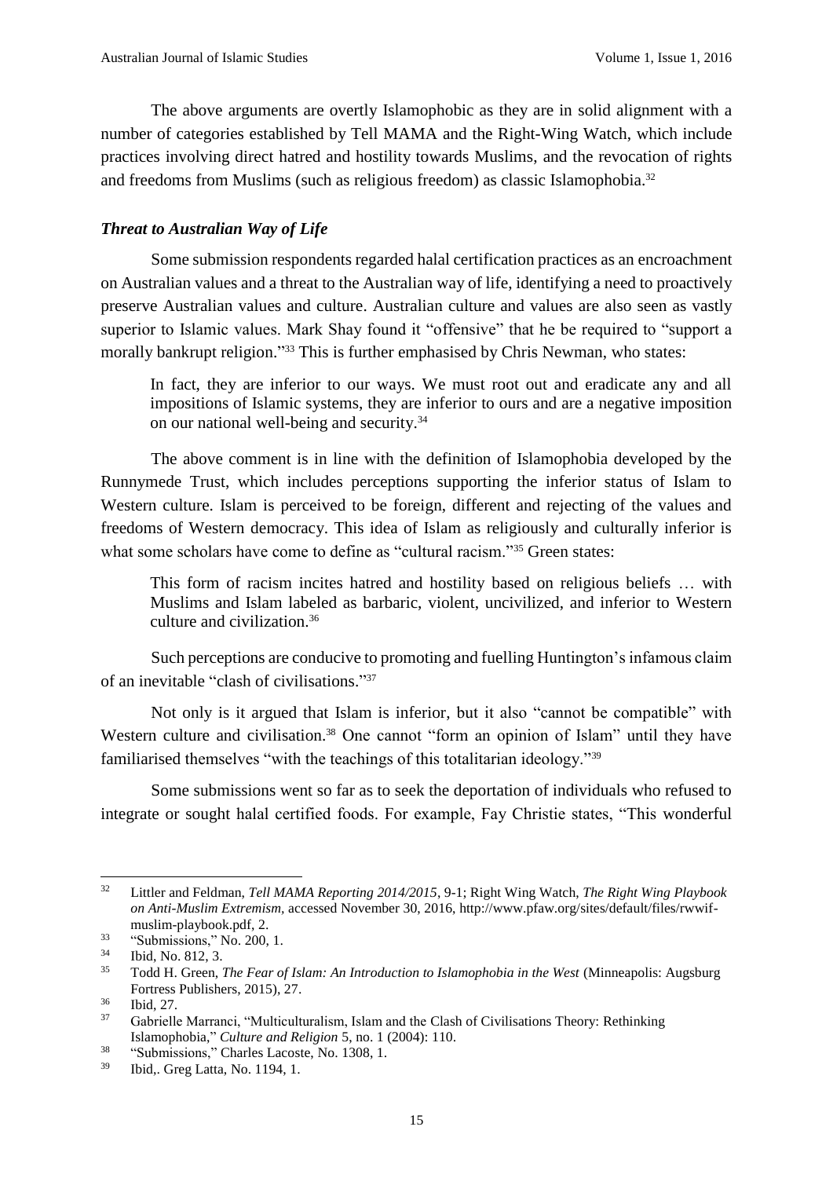The above arguments are overtly Islamophobic as they are in solid alignment with a number of categories established by Tell MAMA and the Right-Wing Watch, which include practices involving direct hatred and hostility towards Muslims, and the revocation of rights and freedoms from Muslims (such as religious freedom) as classic Islamophobia.[32]

### *Threat to Australian Way of Life*

Some submission respondents regarded halal certification practices as an encroachment on Australian values and a threat to the Australian way of life, identifying a need to proactively preserve Australian values and culture. Australian culture and values are also seen as vastly superior to Islamic values. Mark Shay found it "offensive" that he be required to "support a morally bankrupt religion."[33] This is further emphasised by Chris Newman, who states:

> In fact, they are inferior to our ways. We must root out and eradicate any and all impositions of Islamic systems, they are inferior to ours and are a negative imposition on our national well-being and security.[34]

The above comment is in line with the definition of Islamophobia developed by the Runnymede Trust, which includes perceptions supporting the inferior status of Islam to Western culture. Islam is perceived to be foreign, different and rejecting of the values and freedoms of Western democracy. This idea of Islam as religiously and culturally inferior is what some scholars have come to define as "cultural racism."[35] Green states:

> This form of racism incites hatred and hostility based on religious beliefs … with Muslims and Islam labeled as barbaric, violent, uncivilized, and inferior to Western culture and civilization.[36]

Such perceptions are conducive to promoting and fuelling Huntington's infamous claim of an inevitable "clash of civilisations."[37]

Not only is it argued that Islam is inferior, but it also "cannot be compatible" with Western culture and civilisation.[38] One cannot "form an opinion of Islam" until they have familiarised themselves "with the teachings of this totalitarian ideology."[39]

Some submissions went so far as to seek the deportation of individuals who refused to integrate or sought halal certified foods. For example, Fay Christie states, "This wonderful

---

[32] Littler and Feldman, *Tell MAMA Reporting 2014/2015*, 9-1; Right Wing Watch, *The Right Wing Playbook on Anti-Muslim Extremism*, accessed November 30, 2016, http://www.pfaw.org/sites/default/files/rwwif-muslim-playbook.pdf, 2.

[33] "Submissions," No. 200, 1.

[34] Ibid, No. 812, 3.

[35] Todd H. Green, *The Fear of Islam: An Introduction to Islamophobia in the West* (Minneapolis: Augsburg Fortress Publishers, 2015), 27.

[36] Ibid, 27.

[37] Gabrielle Marranci, "Multiculturalism, Islam and the Clash of Civilisations Theory: Rethinking Islamophobia," *Culture and Religion* 5, no. 1 (2004): 110.

[38] "Submissions," Charles Lacoste, No. 1308, 1.

[39] Ibid,. Greg Latta, No. 1194, 1.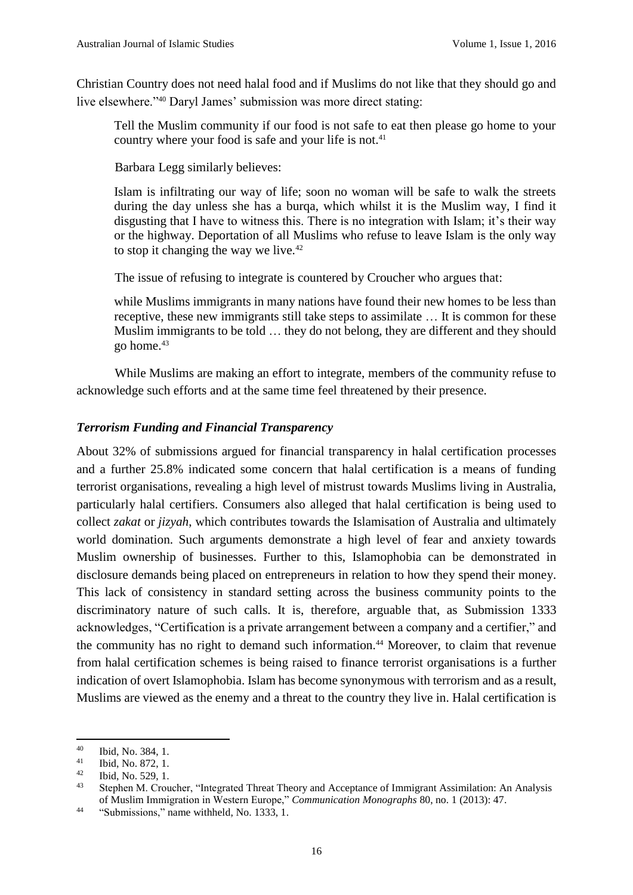Christian Country does not need halal food and if Muslims do not like that they should go and live elsewhere."[40] Daryl James' submission was more direct stating:

> Tell the Muslim community if our food is not safe to eat then please go home to your country where your food is safe and your life is not.[41]

Barbara Legg similarly believes:

> Islam is infiltrating our way of life; soon no woman will be safe to walk the streets during the day unless she has a burqa, which whilst it is the Muslim way, I find it disgusting that I have to witness this. There is no integration with Islam; it's their way or the highway. Deportation of all Muslims who refuse to leave Islam is the only way to stop it changing the way we live.[42]

The issue of refusing to integrate is countered by Croucher who argues that:

> while Muslims immigrants in many nations have found their new homes to be less than receptive, these new immigrants still take steps to assimilate … It is common for these Muslim immigrants to be told … they do not belong, they are different and they should go home.[43]

While Muslims are making an effort to integrate, members of the community refuse to acknowledge such efforts and at the same time feel threatened by their presence.

### *Terrorism Funding and Financial Transparency*

About 32% of submissions argued for financial transparency in halal certification processes and a further 25.8% indicated some concern that halal certification is a means of funding terrorist organisations, revealing a high level of mistrust towards Muslims living in Australia, particularly halal certifiers. Consumers also alleged that halal certification is being used to collect *zakat* or *jizyah*, which contributes towards the Islamisation of Australia and ultimately world domination. Such arguments demonstrate a high level of fear and anxiety towards Muslim ownership of businesses. Further to this, Islamophobia can be demonstrated in disclosure demands being placed on entrepreneurs in relation to how they spend their money. This lack of consistency in standard setting across the business community points to the discriminatory nature of such calls. It is, therefore, arguable that, as Submission 1333 acknowledges, "Certification is a private arrangement between a company and a certifier," and the community has no right to demand such information.[44] Moreover, to claim that revenue from halal certification schemes is being raised to finance terrorist organisations is a further indication of overt Islamophobia. Islam has become synonymous with terrorism and as a result, Muslims are viewed as the enemy and a threat to the country they live in. Halal certification is

---

[40] Ibid, No. 384, 1.

[41] Ibid, No. 872, 1.

[42] Ibid, No. 529, 1.

[43] Stephen M. Croucher, "Integrated Threat Theory and Acceptance of Immigrant Assimilation: An Analysis of Muslim Immigration in Western Europe," *Communication Monographs* 80, no. 1 (2013): 47.

[44] "Submissions," name withheld, No. 1333, 1.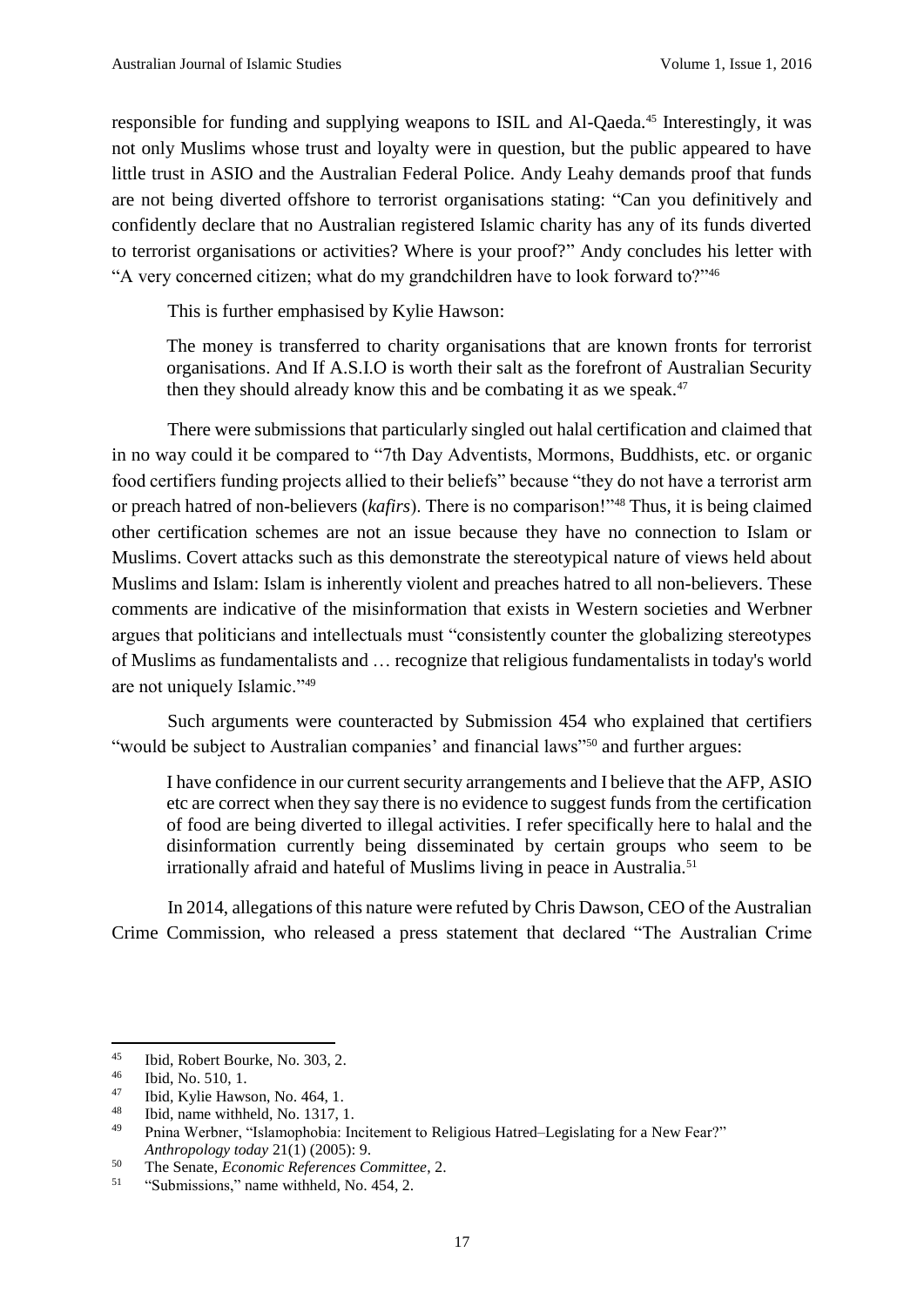responsible for funding and supplying weapons to ISIL and Al-Qaeda.[45] Interestingly, it was not only Muslims whose trust and loyalty were in question, but the public appeared to have little trust in ASIO and the Australian Federal Police. Andy Leahy demands proof that funds are not being diverted offshore to terrorist organisations stating: "Can you definitively and confidently declare that no Australian registered Islamic charity has any of its funds diverted to terrorist organisations or activities? Where is your proof?" Andy concludes his letter with "A very concerned citizen; what do my grandchildren have to look forward to?"[46]

This is further emphasised by Kylie Hawson:

> The money is transferred to charity organisations that are known fronts for terrorist organisations. And If A.S.I.O is worth their salt as the forefront of Australian Security then they should already know this and be combating it as we speak.[47]

There were submissions that particularly singled out halal certification and claimed that in no way could it be compared to "7th Day Adventists, Mormons, Buddhists, etc. or organic food certifiers funding projects allied to their beliefs" because "they do not have a terrorist arm or preach hatred of non-believers (*kafirs*). There is no comparison!"[48] Thus, it is being claimed other certification schemes are not an issue because they have no connection to Islam or Muslims. Covert attacks such as this demonstrate the stereotypical nature of views held about Muslims and Islam: Islam is inherently violent and preaches hatred to all non-believers. These comments are indicative of the misinformation that exists in Western societies and Werbner argues that politicians and intellectuals must "consistently counter the globalizing stereotypes of Muslims as fundamentalists and … recognize that religious fundamentalists in today's world are not uniquely Islamic."[49]

Such arguments were counteracted by Submission 454 who explained that certifiers "would be subject to Australian companies' and financial laws"[50] and further argues:

> I have confidence in our current security arrangements and I believe that the AFP, ASIO etc are correct when they say there is no evidence to suggest funds from the certification of food are being diverted to illegal activities. I refer specifically here to halal and the disinformation currently being disseminated by certain groups who seem to be irrationally afraid and hateful of Muslims living in peace in Australia.[51]

In 2014, allegations of this nature were refuted by Chris Dawson, CEO of the Australian Crime Commission, who released a press statement that declared "The Australian Crime

---

[45] Ibid, Robert Bourke, No. 303, 2.

[46] Ibid, No. 510, 1.

[47] Ibid, Kylie Hawson, No. 464, 1.

[48] Ibid, name withheld, No. 1317, 1.

[49] Pnina Werbner, "Islamophobia: Incitement to Religious Hatred–Legislating for a New Fear?" *Anthropology today* 21(1) (2005): 9.

[50] The Senate, *Economic References Committee*, 2.

[51] "Submissions," name withheld, No. 454, 2.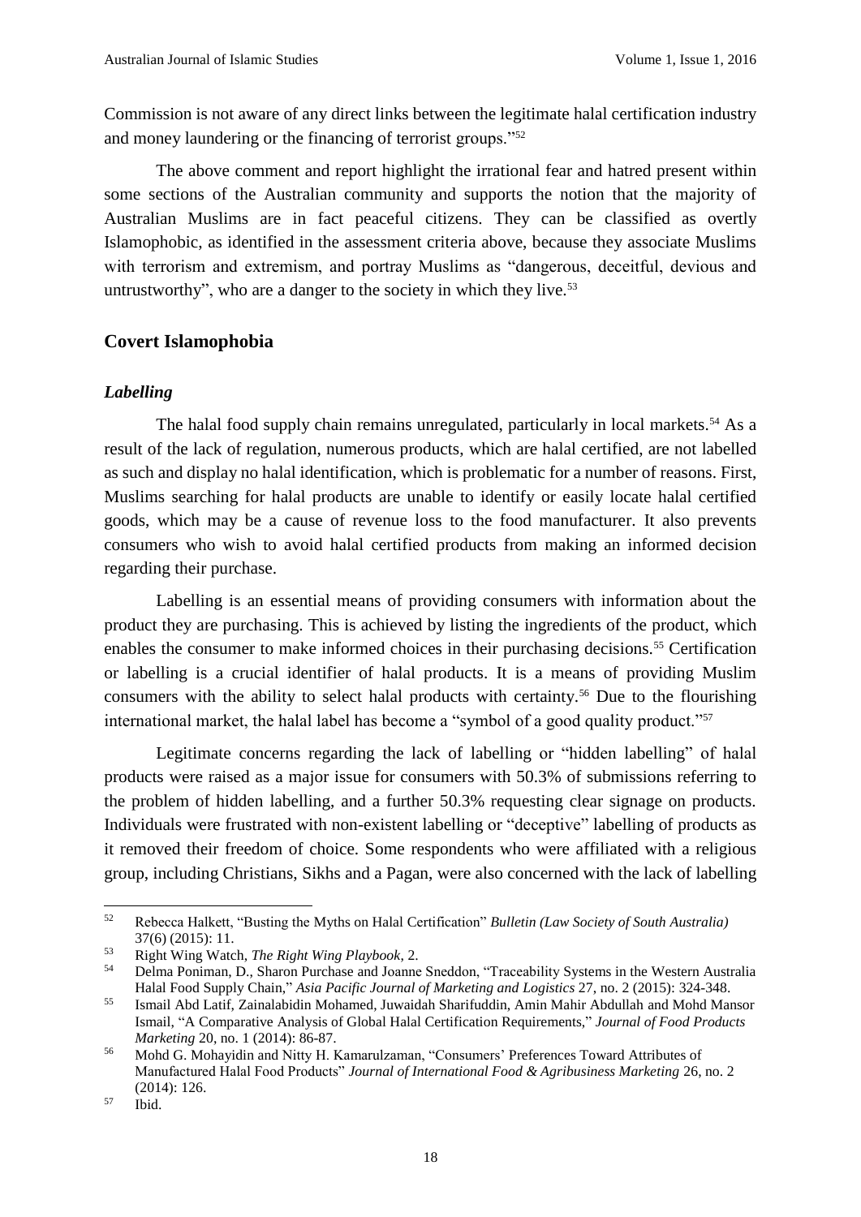Commission is not aware of any direct links between the legitimate halal certification industry and money laundering or the financing of terrorist groups."[52]

The above comment and report highlight the irrational fear and hatred present within some sections of the Australian community and supports the notion that the majority of Australian Muslims are in fact peaceful citizens. They can be classified as overtly Islamophobic, as identified in the assessment criteria above, because they associate Muslims with terrorism and extremism, and portray Muslims as "dangerous, deceitful, devious and untrustworthy", who are a danger to the society in which they live.[53]

## Covert Islamophobia

### *Labelling*

The halal food supply chain remains unregulated, particularly in local markets.[54] As a result of the lack of regulation, numerous products, which are halal certified, are not labelled as such and display no halal identification, which is problematic for a number of reasons. First, Muslims searching for halal products are unable to identify or easily locate halal certified goods, which may be a cause of revenue loss to the food manufacturer. It also prevents consumers who wish to avoid halal certified products from making an informed decision regarding their purchase.

Labelling is an essential means of providing consumers with information about the product they are purchasing. This is achieved by listing the ingredients of the product, which enables the consumer to make informed choices in their purchasing decisions.[55] Certification or labelling is a crucial identifier of halal products. It is a means of providing Muslim consumers with the ability to select halal products with certainty.[56] Due to the flourishing international market, the halal label has become a "symbol of a good quality product."[57]

Legitimate concerns regarding the lack of labelling or "hidden labelling" of halal products were raised as a major issue for consumers with 50.3% of submissions referring to the problem of hidden labelling, and a further 50.3% requesting clear signage on products. Individuals were frustrated with non-existent labelling or "deceptive" labelling of products as it removed their freedom of choice. Some respondents who were affiliated with a religious group, including Christians, Sikhs and a Pagan, were also concerned with the lack of labelling

---

[52] Rebecca Halkett, "Busting the Myths on Halal Certification" *Bulletin (Law Society of South Australia)* 37(6) (2015): 11.

[53] Right Wing Watch, *The Right Wing Playbook*, 2.

[54] Delma Poniman, D., Sharon Purchase and Joanne Sneddon, "Traceability Systems in the Western Australia Halal Food Supply Chain," *Asia Pacific Journal of Marketing and Logistics* 27, no. 2 (2015): 324-348.

[55] Ismail Abd Latif, Zainalabidin Mohamed, Juwaidah Sharifuddin, Amin Mahir Abdullah and Mohd Mansor Ismail, "A Comparative Analysis of Global Halal Certification Requirements," *Journal of Food Products Marketing* 20, no. 1 (2014): 86-87.

[56] Mohd G. Mohayidin and Nitty H. Kamarulzaman, "Consumers' Preferences Toward Attributes of Manufactured Halal Food Products" *Journal of International Food & Agribusiness Marketing* 26, no. 2 (2014): 126.

[57] Ibid.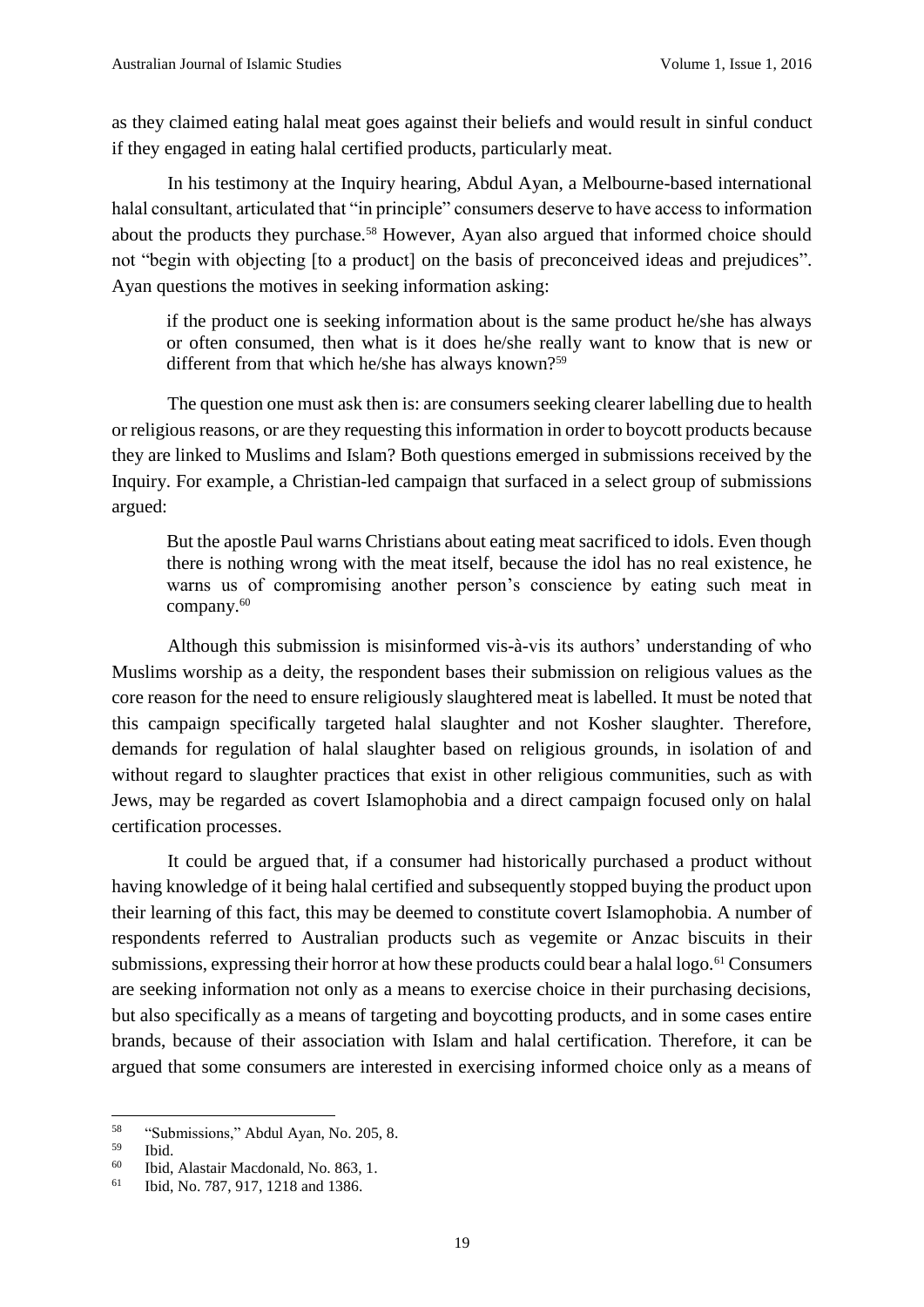as they claimed eating halal meat goes against their beliefs and would result in sinful conduct if they engaged in eating halal certified products, particularly meat.

In his testimony at the Inquiry hearing, Abdul Ayan, a Melbourne-based international halal consultant, articulated that "in principle" consumers deserve to have access to information about the products they purchase.[58] However, Ayan also argued that informed choice should not "begin with objecting [to a product] on the basis of preconceived ideas and prejudices". Ayan questions the motives in seeking information asking:

> if the product one is seeking information about is the same product he/she has always or often consumed, then what is it does he/she really want to know that is new or different from that which he/she has always known?[59]

The question one must ask then is: are consumers seeking clearer labelling due to health or religious reasons, or are they requesting this information in order to boycott products because they are linked to Muslims and Islam? Both questions emerged in submissions received by the Inquiry. For example, a Christian-led campaign that surfaced in a select group of submissions argued:

> But the apostle Paul warns Christians about eating meat sacrificed to idols. Even though there is nothing wrong with the meat itself, because the idol has no real existence, he warns us of compromising another person's conscience by eating such meat in company.[60]

Although this submission is misinformed vis-à-vis its authors' understanding of who Muslims worship as a deity, the respondent bases their submission on religious values as the core reason for the need to ensure religiously slaughtered meat is labelled. It must be noted that this campaign specifically targeted halal slaughter and not Kosher slaughter. Therefore, demands for regulation of halal slaughter based on religious grounds, in isolation of and without regard to slaughter practices that exist in other religious communities, such as with Jews, may be regarded as covert Islamophobia and a direct campaign focused only on halal certification processes.

It could be argued that, if a consumer had historically purchased a product without having knowledge of it being halal certified and subsequently stopped buying the product upon their learning of this fact, this may be deemed to constitute covert Islamophobia. A number of respondents referred to Australian products such as vegemite or Anzac biscuits in their submissions, expressing their horror at how these products could bear a halal logo.[61] Consumers are seeking information not only as a means to exercise choice in their purchasing decisions, but also specifically as a means of targeting and boycotting products, and in some cases entire brands, because of their association with Islam and halal certification. Therefore, it can be argued that some consumers are interested in exercising informed choice only as a means of

---

[58] "Submissions," Abdul Ayan, No. 205, 8.

[59] Ibid.

[60] Ibid, Alastair Macdonald, No. 863, 1.

[61] Ibid, No. 787, 917, 1218 and 1386.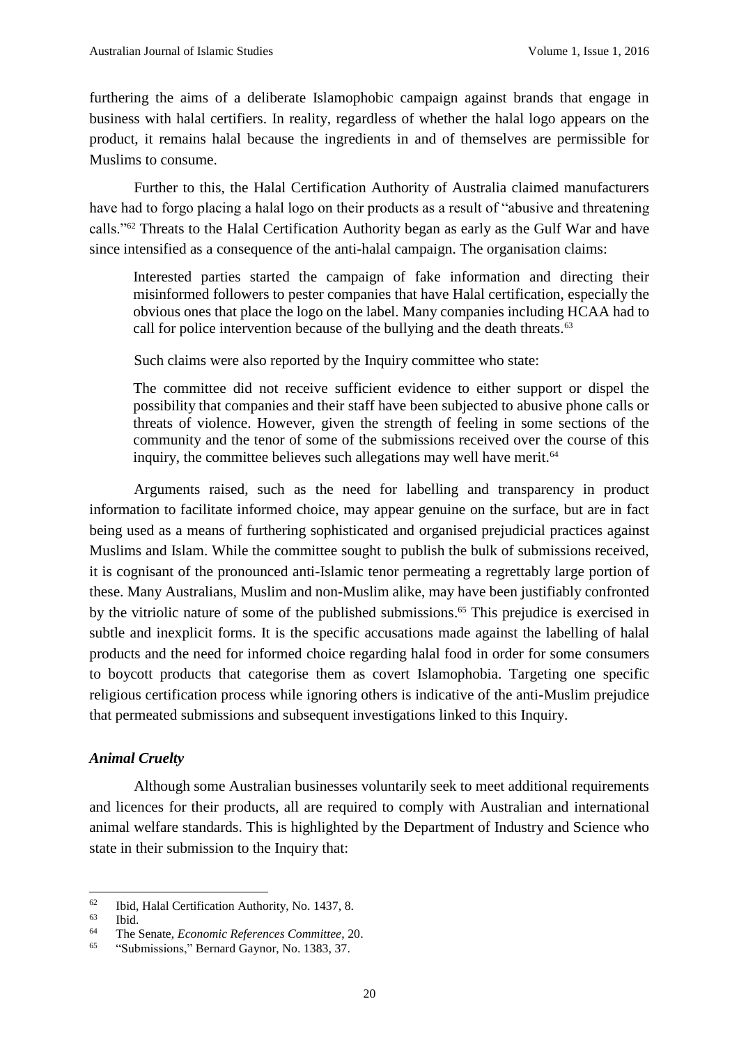furthering the aims of a deliberate Islamophobic campaign against brands that engage in business with halal certifiers. In reality, regardless of whether the halal logo appears on the product, it remains halal because the ingredients in and of themselves are permissible for Muslims to consume.

Further to this, the Halal Certification Authority of Australia claimed manufacturers have had to forgo placing a halal logo on their products as a result of "abusive and threatening calls."[62] Threats to the Halal Certification Authority began as early as the Gulf War and have since intensified as a consequence of the anti-halal campaign. The organisation claims:

> Interested parties started the campaign of fake information and directing their misinformed followers to pester companies that have Halal certification, especially the obvious ones that place the logo on the label. Many companies including HCAA had to call for police intervention because of the bullying and the death threats.[63]

Such claims were also reported by the Inquiry committee who state:

> The committee did not receive sufficient evidence to either support or dispel the possibility that companies and their staff have been subjected to abusive phone calls or threats of violence. However, given the strength of feeling in some sections of the community and the tenor of some of the submissions received over the course of this inquiry, the committee believes such allegations may well have merit.[64]

Arguments raised, such as the need for labelling and transparency in product information to facilitate informed choice, may appear genuine on the surface, but are in fact being used as a means of furthering sophisticated and organised prejudicial practices against Muslims and Islam. While the committee sought to publish the bulk of submissions received, it is cognisant of the pronounced anti-Islamic tenor permeating a regrettably large portion of these. Many Australians, Muslim and non-Muslim alike, may have been justifiably confronted by the vitriolic nature of some of the published submissions.[65] This prejudice is exercised in subtle and inexplicit forms. It is the specific accusations made against the labelling of halal products and the need for informed choice regarding halal food in order for some consumers to boycott products that categorise them as covert Islamophobia. Targeting one specific religious certification process while ignoring others is indicative of the anti-Muslim prejudice that permeated submissions and subsequent investigations linked to this Inquiry.

### *Animal Cruelty*

Although some Australian businesses voluntarily seek to meet additional requirements and licences for their products, all are required to comply with Australian and international animal welfare standards. This is highlighted by the Department of Industry and Science who state in their submission to the Inquiry that:

---

[62] Ibid, Halal Certification Authority, No. 1437, 8.

[63] Ibid.

[64] The Senate, *Economic References Committee*, 20.

[65] "Submissions," Bernard Gaynor, No. 1383, 37.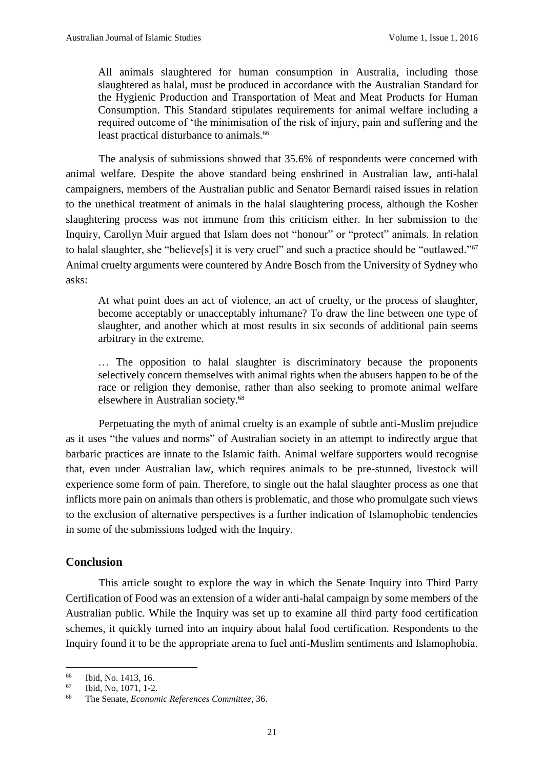> All animals slaughtered for human consumption in Australia, including those slaughtered as halal, must be produced in accordance with the Australian Standard for the Hygienic Production and Transportation of Meat and Meat Products for Human Consumption. This Standard stipulates requirements for animal welfare including a required outcome of 'the minimisation of the risk of injury, pain and suffering and the least practical disturbance to animals.[66]

The analysis of submissions showed that 35.6% of respondents were concerned with animal welfare. Despite the above standard being enshrined in Australian law, anti-halal campaigners, members of the Australian public and Senator Bernardi raised issues in relation to the unethical treatment of animals in the halal slaughtering process, although the Kosher slaughtering process was not immune from this criticism either. In her submission to the Inquiry, Carollyn Muir argued that Islam does not "honour" or "protect" animals. In relation to halal slaughter, she "believe[s] it is very cruel" and such a practice should be "outlawed."[67] Animal cruelty arguments were countered by Andre Bosch from the University of Sydney who asks:

> At what point does an act of violence, an act of cruelty, or the process of slaughter, become acceptably or unacceptably inhumane? To draw the line between one type of slaughter, and another which at most results in six seconds of additional pain seems arbitrary in the extreme.
>
> … The opposition to halal slaughter is discriminatory because the proponents selectively concern themselves with animal rights when the abusers happen to be of the race or religion they demonise, rather than also seeking to promote animal welfare elsewhere in Australian society.[68]

Perpetuating the myth of animal cruelty is an example of subtle anti-Muslim prejudice as it uses "the values and norms" of Australian society in an attempt to indirectly argue that barbaric practices are innate to the Islamic faith. Animal welfare supporters would recognise that, even under Australian law, which requires animals to be pre-stunned, livestock will experience some form of pain. Therefore, to single out the halal slaughter process as one that inflicts more pain on animals than others is problematic, and those who promulgate such views to the exclusion of alternative perspectives is a further indication of Islamophobic tendencies in some of the submissions lodged with the Inquiry.

## Conclusion

This article sought to explore the way in which the Senate Inquiry into Third Party Certification of Food was an extension of a wider anti-halal campaign by some members of the Australian public. While the Inquiry was set up to examine all third party food certification schemes, it quickly turned into an inquiry about halal food certification. Respondents to the Inquiry found it to be the appropriate arena to fuel anti-Muslim sentiments and Islamophobia.

---

[66] Ibid, No. 1413, 16.

[67] Ibid, No, 1071, 1-2.

[68] The Senate, *Economic References Committee*, 36.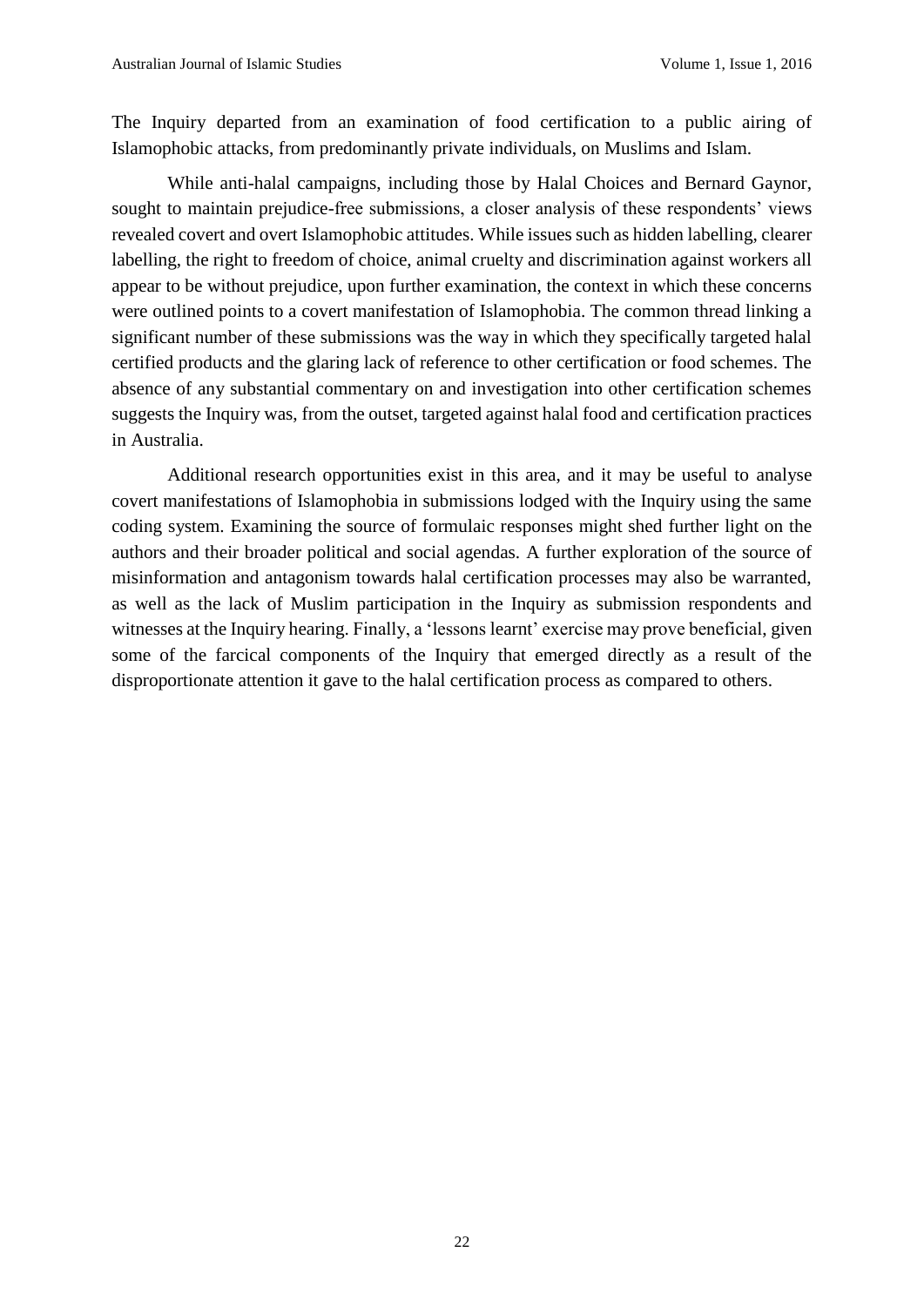The Inquiry departed from an examination of food certification to a public airing of Islamophobic attacks, from predominantly private individuals, on Muslims and Islam.

While anti-halal campaigns, including those by Halal Choices and Bernard Gaynor, sought to maintain prejudice-free submissions, a closer analysis of these respondents' views revealed covert and overt Islamophobic attitudes. While issues such as hidden labelling, clearer labelling, the right to freedom of choice, animal cruelty and discrimination against workers all appear to be without prejudice, upon further examination, the context in which these concerns were outlined points to a covert manifestation of Islamophobia. The common thread linking a significant number of these submissions was the way in which they specifically targeted halal certified products and the glaring lack of reference to other certification or food schemes. The absence of any substantial commentary on and investigation into other certification schemes suggests the Inquiry was, from the outset, targeted against halal food and certification practices in Australia.

Additional research opportunities exist in this area, and it may be useful to analyse covert manifestations of Islamophobia in submissions lodged with the Inquiry using the same coding system. Examining the source of formulaic responses might shed further light on the authors and their broader political and social agendas. A further exploration of the source of misinformation and antagonism towards halal certification processes may also be warranted, as well as the lack of Muslim participation in the Inquiry as submission respondents and witnesses at the Inquiry hearing. Finally, a 'lessons learnt' exercise may prove beneficial, given some of the farcical components of the Inquiry that emerged directly as a result of the disproportionate attention it gave to the halal certification process as compared to others.